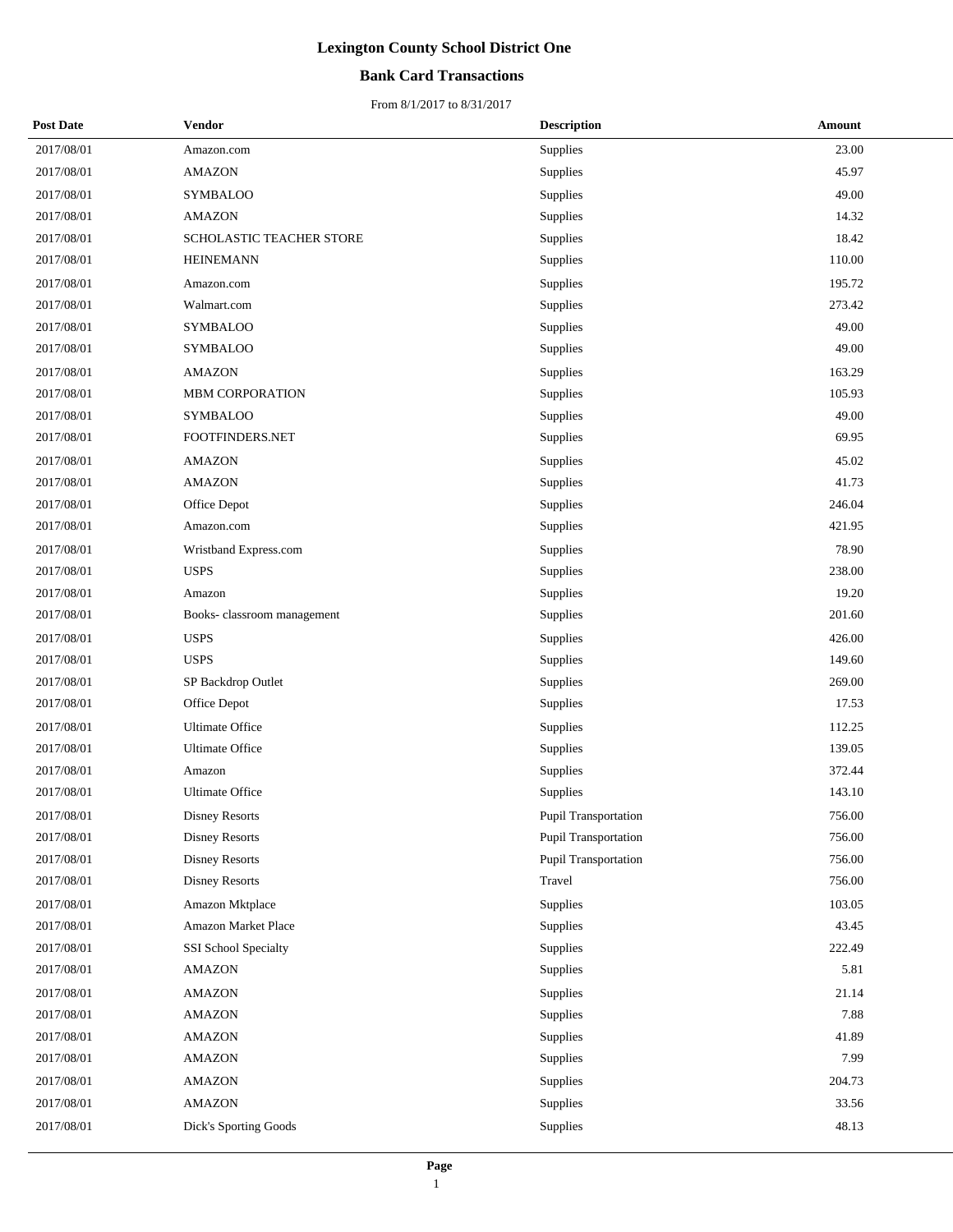# Lexington County School District One

## Bank Card Transactions

From 8/1/2017 to 8/31/2017

| Post Date | Vendor | Description | Amount |
|---|---|---|---|
| 2017/08/01 | Amazon.com | Supplies | 23.00 |
| 2017/08/01 | AMAZON | Supplies | 45.97 |
| 2017/08/01 | SYMBALOO | Supplies | 49.00 |
| 2017/08/01 | AMAZON | Supplies | 14.32 |
| 2017/08/01 | SCHOLASTIC TEACHER STORE | Supplies | 18.42 |
| 2017/08/01 | HEINEMANN | Supplies | 110.00 |
| 2017/08/01 | Amazon.com | Supplies | 195.72 |
| 2017/08/01 | Walmart.com | Supplies | 273.42 |
| 2017/08/01 | SYMBALOO | Supplies | 49.00 |
| 2017/08/01 | SYMBALOO | Supplies | 49.00 |
| 2017/08/01 | AMAZON | Supplies | 163.29 |
| 2017/08/01 | MBM CORPORATION | Supplies | 105.93 |
| 2017/08/01 | SYMBALOO | Supplies | 49.00 |
| 2017/08/01 | FOOTFINDERS.NET | Supplies | 69.95 |
| 2017/08/01 | AMAZON | Supplies | 45.02 |
| 2017/08/01 | AMAZON | Supplies | 41.73 |
| 2017/08/01 | Office Depot | Supplies | 246.04 |
| 2017/08/01 | Amazon.com | Supplies | 421.95 |
| 2017/08/01 | Wristband Express.com | Supplies | 78.90 |
| 2017/08/01 | USPS | Supplies | 238.00 |
| 2017/08/01 | Amazon | Supplies | 19.20 |
| 2017/08/01 | Books- classroom management | Supplies | 201.60 |
| 2017/08/01 | USPS | Supplies | 426.00 |
| 2017/08/01 | USPS | Supplies | 149.60 |
| 2017/08/01 | SP Backdrop Outlet | Supplies | 269.00 |
| 2017/08/01 | Office Depot | Supplies | 17.53 |
| 2017/08/01 | Ultimate Office | Supplies | 112.25 |
| 2017/08/01 | Ultimate Office | Supplies | 139.05 |
| 2017/08/01 | Amazon | Supplies | 372.44 |
| 2017/08/01 | Ultimate Office | Supplies | 143.10 |
| 2017/08/01 | Disney Resorts | Pupil Transportation | 756.00 |
| 2017/08/01 | Disney Resorts | Pupil Transportation | 756.00 |
| 2017/08/01 | Disney Resorts | Pupil Transportation | 756.00 |
| 2017/08/01 | Disney Resorts | Travel | 756.00 |
| 2017/08/01 | Amazon Mktplace | Supplies | 103.05 |
| 2017/08/01 | Amazon Market Place | Supplies | 43.45 |
| 2017/08/01 | SSI School Specialty | Supplies | 222.49 |
| 2017/08/01 | AMAZON | Supplies | 5.81 |
| 2017/08/01 | AMAZON | Supplies | 21.14 |
| 2017/08/01 | AMAZON | Supplies | 7.88 |
| 2017/08/01 | AMAZON | Supplies | 41.89 |
| 2017/08/01 | AMAZON | Supplies | 7.99 |
| 2017/08/01 | AMAZON | Supplies | 204.73 |
| 2017/08/01 | AMAZON | Supplies | 33.56 |
| 2017/08/01 | Dick's Sporting Goods | Supplies | 48.13 |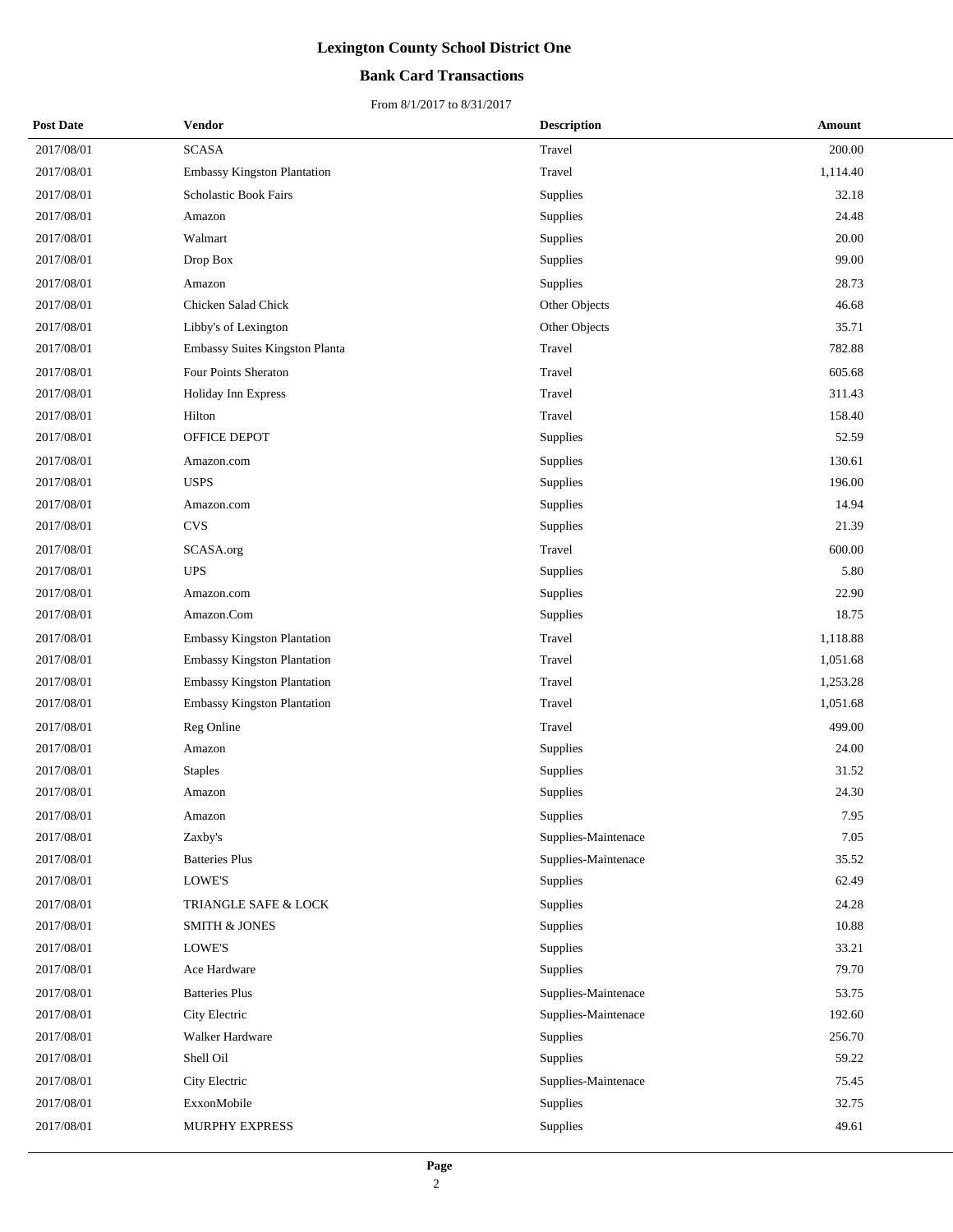# Lexington County School District One

## Bank Card Transactions

From 8/1/2017 to 8/31/2017

| Post Date | Vendor | Description | Amount |
|---|---|---|---|
| 2017/08/01 | SCASA | Travel | 200.00 |
| 2017/08/01 | Embassy Kingston Plantation | Travel | 1,114.40 |
| 2017/08/01 | Scholastic Book Fairs | Supplies | 32.18 |
| 2017/08/01 | Amazon | Supplies | 24.48 |
| 2017/08/01 | Walmart | Supplies | 20.00 |
| 2017/08/01 | Drop Box | Supplies | 99.00 |
| 2017/08/01 | Amazon | Supplies | 28.73 |
| 2017/08/01 | Chicken Salad Chick | Other Objects | 46.68 |
| 2017/08/01 | Libby's of Lexington | Other Objects | 35.71 |
| 2017/08/01 | Embassy Suites Kingston Planta | Travel | 782.88 |
| 2017/08/01 | Four Points Sheraton | Travel | 605.68 |
| 2017/08/01 | Holiday Inn Express | Travel | 311.43 |
| 2017/08/01 | Hilton | Travel | 158.40 |
| 2017/08/01 | OFFICE DEPOT | Supplies | 52.59 |
| 2017/08/01 | Amazon.com | Supplies | 130.61 |
| 2017/08/01 | USPS | Supplies | 196.00 |
| 2017/08/01 | Amazon.com | Supplies | 14.94 |
| 2017/08/01 | CVS | Supplies | 21.39 |
| 2017/08/01 | SCASA.org | Travel | 600.00 |
| 2017/08/01 | UPS | Supplies | 5.80 |
| 2017/08/01 | Amazon.com | Supplies | 22.90 |
| 2017/08/01 | Amazon.Com | Supplies | 18.75 |
| 2017/08/01 | Embassy Kingston Plantation | Travel | 1,118.88 |
| 2017/08/01 | Embassy Kingston Plantation | Travel | 1,051.68 |
| 2017/08/01 | Embassy Kingston Plantation | Travel | 1,253.28 |
| 2017/08/01 | Embassy Kingston Plantation | Travel | 1,051.68 |
| 2017/08/01 | Reg Online | Travel | 499.00 |
| 2017/08/01 | Amazon | Supplies | 24.00 |
| 2017/08/01 | Staples | Supplies | 31.52 |
| 2017/08/01 | Amazon | Supplies | 24.30 |
| 2017/08/01 | Amazon | Supplies | 7.95 |
| 2017/08/01 | Zaxby's | Supplies-Maintenace | 7.05 |
| 2017/08/01 | Batteries Plus | Supplies-Maintenace | 35.52 |
| 2017/08/01 | LOWE'S | Supplies | 62.49 |
| 2017/08/01 | TRIANGLE SAFE & LOCK | Supplies | 24.28 |
| 2017/08/01 | SMITH & JONES | Supplies | 10.88 |
| 2017/08/01 | LOWE'S | Supplies | 33.21 |
| 2017/08/01 | Ace Hardware | Supplies | 79.70 |
| 2017/08/01 | Batteries Plus | Supplies-Maintenace | 53.75 |
| 2017/08/01 | City Electric | Supplies-Maintenace | 192.60 |
| 2017/08/01 | Walker Hardware | Supplies | 256.70 |
| 2017/08/01 | Shell Oil | Supplies | 59.22 |
| 2017/08/01 | City Electric | Supplies-Maintenace | 75.45 |
| 2017/08/01 | ExxonMobile | Supplies | 32.75 |
| 2017/08/01 | MURPHY EXPRESS | Supplies | 49.61 |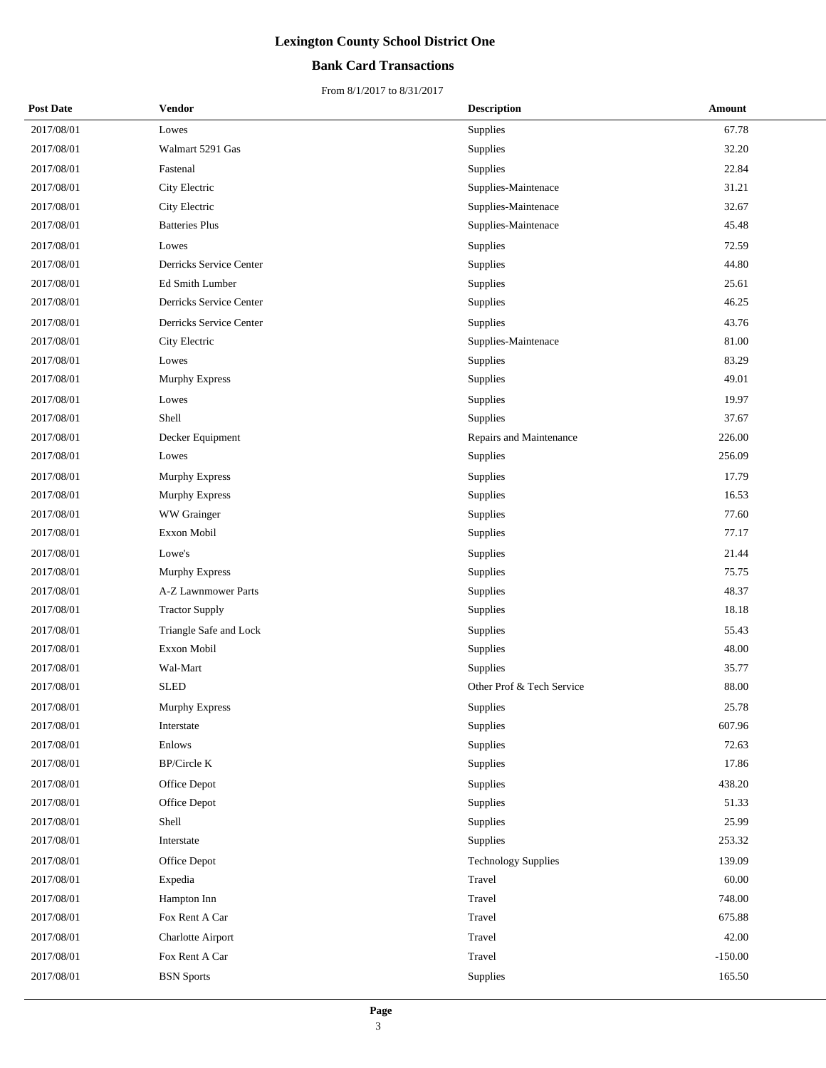# Lexington County School District One

## Bank Card Transactions

From 8/1/2017 to 8/31/2017

| Post Date | Vendor | Description | Amount |
|---|---|---|---|
| 2017/08/01 | Lowes | Supplies | 67.78 |
| 2017/08/01 | Walmart 5291 Gas | Supplies | 32.20 |
| 2017/08/01 | Fastenal | Supplies | 22.84 |
| 2017/08/01 | City Electric | Supplies-Maintenace | 31.21 |
| 2017/08/01 | City Electric | Supplies-Maintenace | 32.67 |
| 2017/08/01 | Batteries Plus | Supplies-Maintenace | 45.48 |
| 2017/08/01 | Lowes | Supplies | 72.59 |
| 2017/08/01 | Derricks Service Center | Supplies | 44.80 |
| 2017/08/01 | Ed Smith Lumber | Supplies | 25.61 |
| 2017/08/01 | Derricks Service Center | Supplies | 46.25 |
| 2017/08/01 | Derricks Service Center | Supplies | 43.76 |
| 2017/08/01 | City Electric | Supplies-Maintenace | 81.00 |
| 2017/08/01 | Lowes | Supplies | 83.29 |
| 2017/08/01 | Murphy Express | Supplies | 49.01 |
| 2017/08/01 | Lowes | Supplies | 19.97 |
| 2017/08/01 | Shell | Supplies | 37.67 |
| 2017/08/01 | Decker Equipment | Repairs and Maintenance | 226.00 |
| 2017/08/01 | Lowes | Supplies | 256.09 |
| 2017/08/01 | Murphy Express | Supplies | 17.79 |
| 2017/08/01 | Murphy Express | Supplies | 16.53 |
| 2017/08/01 | WW Grainger | Supplies | 77.60 |
| 2017/08/01 | Exxon Mobil | Supplies | 77.17 |
| 2017/08/01 | Lowe's | Supplies | 21.44 |
| 2017/08/01 | Murphy Express | Supplies | 75.75 |
| 2017/08/01 | A-Z Lawnmower Parts | Supplies | 48.37 |
| 2017/08/01 | Tractor Supply | Supplies | 18.18 |
| 2017/08/01 | Triangle Safe and Lock | Supplies | 55.43 |
| 2017/08/01 | Exxon Mobil | Supplies | 48.00 |
| 2017/08/01 | Wal-Mart | Supplies | 35.77 |
| 2017/08/01 | SLED | Other Prof & Tech Service | 88.00 |
| 2017/08/01 | Murphy Express | Supplies | 25.78 |
| 2017/08/01 | Interstate | Supplies | 607.96 |
| 2017/08/01 | Enlows | Supplies | 72.63 |
| 2017/08/01 | BP/Circle K | Supplies | 17.86 |
| 2017/08/01 | Office Depot | Supplies | 438.20 |
| 2017/08/01 | Office Depot | Supplies | 51.33 |
| 2017/08/01 | Shell | Supplies | 25.99 |
| 2017/08/01 | Interstate | Supplies | 253.32 |
| 2017/08/01 | Office Depot | Technology Supplies | 139.09 |
| 2017/08/01 | Expedia | Travel | 60.00 |
| 2017/08/01 | Hampton Inn | Travel | 748.00 |
| 2017/08/01 | Fox Rent A Car | Travel | 675.88 |
| 2017/08/01 | Charlotte Airport | Travel | 42.00 |
| 2017/08/01 | Fox Rent A Car | Travel | -150.00 |
| 2017/08/01 | BSN Sports | Supplies | 165.50 |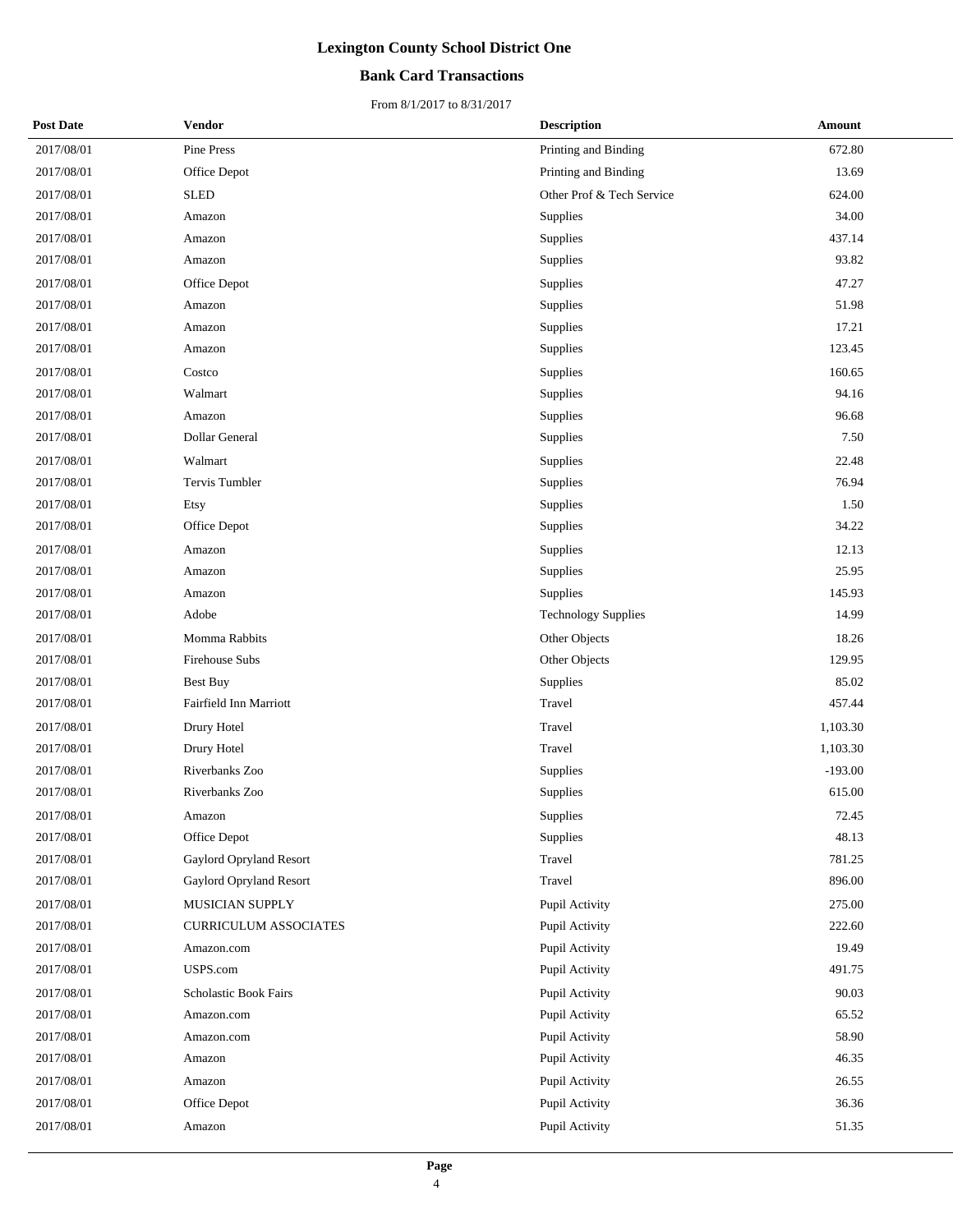# Lexington County School District One

## Bank Card Transactions

From 8/1/2017 to 8/31/2017

| Post Date | Vendor | Description | Amount |
|---|---|---|---|
| 2017/08/01 | Pine Press | Printing and Binding | 672.80 |
| 2017/08/01 | Office Depot | Printing and Binding | 13.69 |
| 2017/08/01 | SLED | Other Prof & Tech Service | 624.00 |
| 2017/08/01 | Amazon | Supplies | 34.00 |
| 2017/08/01 | Amazon | Supplies | 437.14 |
| 2017/08/01 | Amazon | Supplies | 93.82 |
| 2017/08/01 | Office Depot | Supplies | 47.27 |
| 2017/08/01 | Amazon | Supplies | 51.98 |
| 2017/08/01 | Amazon | Supplies | 17.21 |
| 2017/08/01 | Amazon | Supplies | 123.45 |
| 2017/08/01 | Costco | Supplies | 160.65 |
| 2017/08/01 | Walmart | Supplies | 94.16 |
| 2017/08/01 | Amazon | Supplies | 96.68 |
| 2017/08/01 | Dollar General | Supplies | 7.50 |
| 2017/08/01 | Walmart | Supplies | 22.48 |
| 2017/08/01 | Tervis Tumbler | Supplies | 76.94 |
| 2017/08/01 | Etsy | Supplies | 1.50 |
| 2017/08/01 | Office Depot | Supplies | 34.22 |
| 2017/08/01 | Amazon | Supplies | 12.13 |
| 2017/08/01 | Amazon | Supplies | 25.95 |
| 2017/08/01 | Amazon | Supplies | 145.93 |
| 2017/08/01 | Adobe | Technology Supplies | 14.99 |
| 2017/08/01 | Momma Rabbits | Other Objects | 18.26 |
| 2017/08/01 | Firehouse Subs | Other Objects | 129.95 |
| 2017/08/01 | Best Buy | Supplies | 85.02 |
| 2017/08/01 | Fairfield Inn Marriott | Travel | 457.44 |
| 2017/08/01 | Drury Hotel | Travel | 1,103.30 |
| 2017/08/01 | Drury Hotel | Travel | 1,103.30 |
| 2017/08/01 | Riverbanks Zoo | Supplies | -193.00 |
| 2017/08/01 | Riverbanks Zoo | Supplies | 615.00 |
| 2017/08/01 | Amazon | Supplies | 72.45 |
| 2017/08/01 | Office Depot | Supplies | 48.13 |
| 2017/08/01 | Gaylord Opryland Resort | Travel | 781.25 |
| 2017/08/01 | Gaylord Opryland Resort | Travel | 896.00 |
| 2017/08/01 | MUSICIAN SUPPLY | Pupil Activity | 275.00 |
| 2017/08/01 | CURRICULUM ASSOCIATES | Pupil Activity | 222.60 |
| 2017/08/01 | Amazon.com | Pupil Activity | 19.49 |
| 2017/08/01 | USPS.com | Pupil Activity | 491.75 |
| 2017/08/01 | Scholastic Book Fairs | Pupil Activity | 90.03 |
| 2017/08/01 | Amazon.com | Pupil Activity | 65.52 |
| 2017/08/01 | Amazon.com | Pupil Activity | 58.90 |
| 2017/08/01 | Amazon | Pupil Activity | 46.35 |
| 2017/08/01 | Amazon | Pupil Activity | 26.55 |
| 2017/08/01 | Office Depot | Pupil Activity | 36.36 |
| 2017/08/01 | Amazon | Pupil Activity | 51.35 |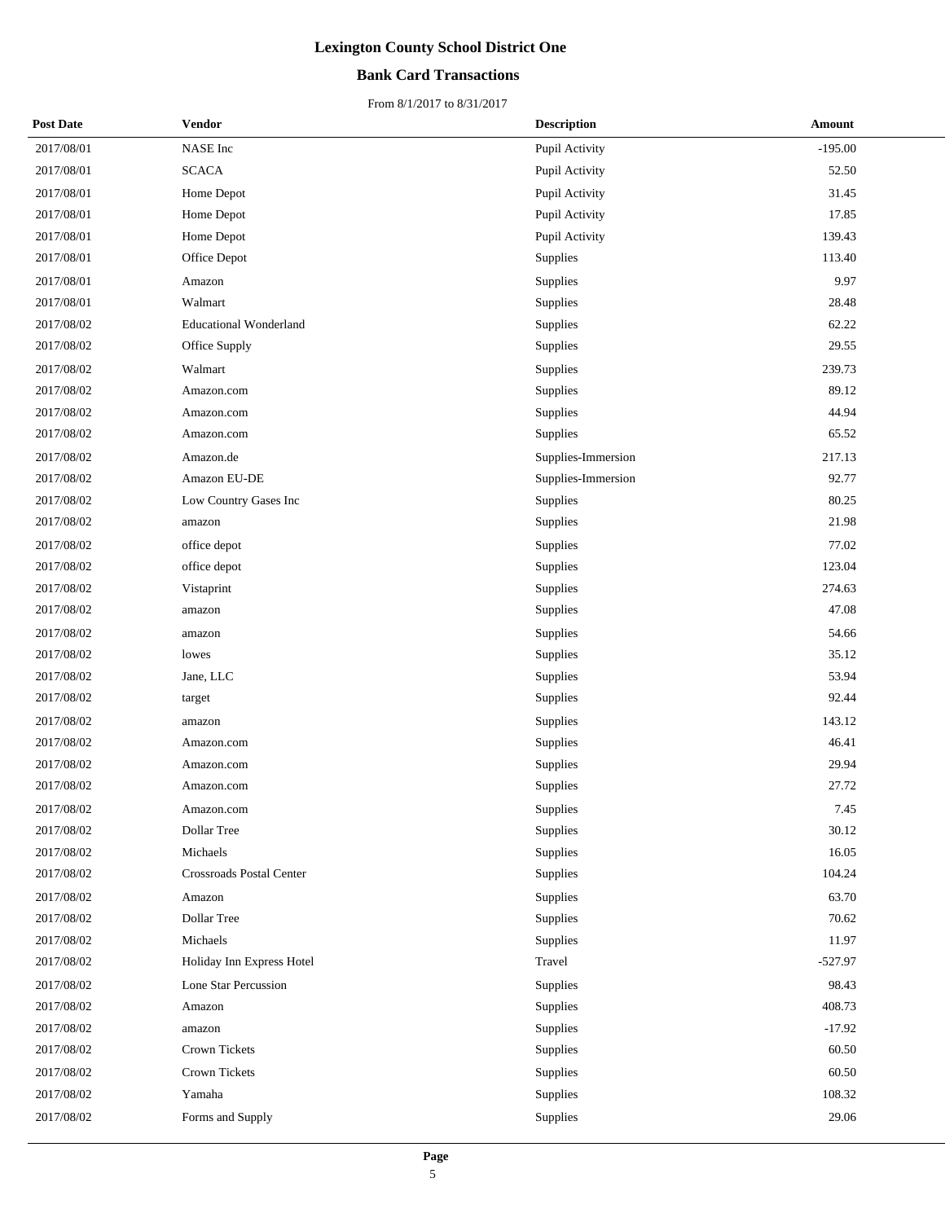**Lexington County School District One**

**Bank Card Transactions**

From 8/1/2017 to 8/31/2017

| Post Date | Vendor | Description | Amount |
|---|---|---|---|
| 2017/08/01 | NASE Inc | Pupil Activity | -195.00 |
| 2017/08/01 | SCACA | Pupil Activity | 52.50 |
| 2017/08/01 | Home Depot | Pupil Activity | 31.45 |
| 2017/08/01 | Home Depot | Pupil Activity | 17.85 |
| 2017/08/01 | Home Depot | Pupil Activity | 139.43 |
| 2017/08/01 | Office Depot | Supplies | 113.40 |
| 2017/08/01 | Amazon | Supplies | 9.97 |
| 2017/08/01 | Walmart | Supplies | 28.48 |
| 2017/08/02 | Educational Wonderland | Supplies | 62.22 |
| 2017/08/02 | Office Supply | Supplies | 29.55 |
| 2017/08/02 | Walmart | Supplies | 239.73 |
| 2017/08/02 | Amazon.com | Supplies | 89.12 |
| 2017/08/02 | Amazon.com | Supplies | 44.94 |
| 2017/08/02 | Amazon.com | Supplies | 65.52 |
| 2017/08/02 | Amazon.de | Supplies-Immersion | 217.13 |
| 2017/08/02 | Amazon EU-DE | Supplies-Immersion | 92.77 |
| 2017/08/02 | Low Country Gases Inc | Supplies | 80.25 |
| 2017/08/02 | amazon | Supplies | 21.98 |
| 2017/08/02 | office depot | Supplies | 77.02 |
| 2017/08/02 | office depot | Supplies | 123.04 |
| 2017/08/02 | Vistaprint | Supplies | 274.63 |
| 2017/08/02 | amazon | Supplies | 47.08 |
| 2017/08/02 | amazon | Supplies | 54.66 |
| 2017/08/02 | lowes | Supplies | 35.12 |
| 2017/08/02 | Jane, LLC | Supplies | 53.94 |
| 2017/08/02 | target | Supplies | 92.44 |
| 2017/08/02 | amazon | Supplies | 143.12 |
| 2017/08/02 | Amazon.com | Supplies | 46.41 |
| 2017/08/02 | Amazon.com | Supplies | 29.94 |
| 2017/08/02 | Amazon.com | Supplies | 27.72 |
| 2017/08/02 | Amazon.com | Supplies | 7.45 |
| 2017/08/02 | Dollar Tree | Supplies | 30.12 |
| 2017/08/02 | Michaels | Supplies | 16.05 |
| 2017/08/02 | Crossroads Postal Center | Supplies | 104.24 |
| 2017/08/02 | Amazon | Supplies | 63.70 |
| 2017/08/02 | Dollar Tree | Supplies | 70.62 |
| 2017/08/02 | Michaels | Supplies | 11.97 |
| 2017/08/02 | Holiday Inn Express Hotel | Travel | -527.97 |
| 2017/08/02 | Lone Star Percussion | Supplies | 98.43 |
| 2017/08/02 | Amazon | Supplies | 408.73 |
| 2017/08/02 | amazon | Supplies | -17.92 |
| 2017/08/02 | Crown Tickets | Supplies | 60.50 |
| 2017/08/02 | Crown Tickets | Supplies | 60.50 |
| 2017/08/02 | Yamaha | Supplies | 108.32 |
| 2017/08/02 | Forms and Supply | Supplies | 29.06 |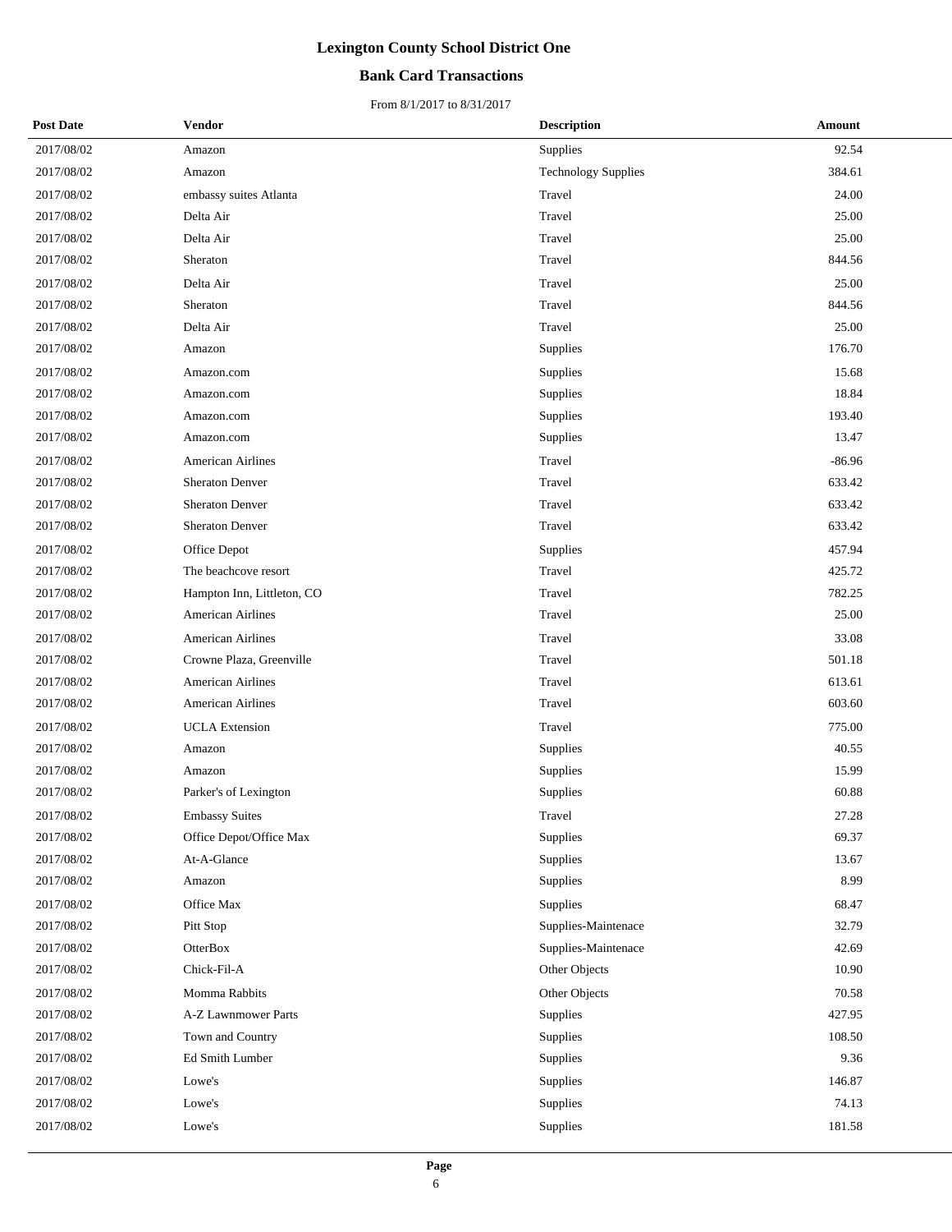# Lexington County School District One

## Bank Card Transactions

From 8/1/2017 to 8/31/2017

| Post Date | Vendor | Description | Amount |
|---|---|---|---|
| 2017/08/02 | Amazon | Supplies | 92.54 |
| 2017/08/02 | Amazon | Technology Supplies | 384.61 |
| 2017/08/02 | embassy suites Atlanta | Travel | 24.00 |
| 2017/08/02 | Delta Air | Travel | 25.00 |
| 2017/08/02 | Delta Air | Travel | 25.00 |
| 2017/08/02 | Sheraton | Travel | 844.56 |
| 2017/08/02 | Delta Air | Travel | 25.00 |
| 2017/08/02 | Sheraton | Travel | 844.56 |
| 2017/08/02 | Delta Air | Travel | 25.00 |
| 2017/08/02 | Amazon | Supplies | 176.70 |
| 2017/08/02 | Amazon.com | Supplies | 15.68 |
| 2017/08/02 | Amazon.com | Supplies | 18.84 |
| 2017/08/02 | Amazon.com | Supplies | 193.40 |
| 2017/08/02 | Amazon.com | Supplies | 13.47 |
| 2017/08/02 | American Airlines | Travel | -86.96 |
| 2017/08/02 | Sheraton Denver | Travel | 633.42 |
| 2017/08/02 | Sheraton Denver | Travel | 633.42 |
| 2017/08/02 | Sheraton Denver | Travel | 633.42 |
| 2017/08/02 | Office Depot | Supplies | 457.94 |
| 2017/08/02 | The beachcove resort | Travel | 425.72 |
| 2017/08/02 | Hampton Inn, Littleton, CO | Travel | 782.25 |
| 2017/08/02 | American Airlines | Travel | 25.00 |
| 2017/08/02 | American Airlines | Travel | 33.08 |
| 2017/08/02 | Crowne Plaza, Greenville | Travel | 501.18 |
| 2017/08/02 | American Airlines | Travel | 613.61 |
| 2017/08/02 | American Airlines | Travel | 603.60 |
| 2017/08/02 | UCLA Extension | Travel | 775.00 |
| 2017/08/02 | Amazon | Supplies | 40.55 |
| 2017/08/02 | Amazon | Supplies | 15.99 |
| 2017/08/02 | Parker's of Lexington | Supplies | 60.88 |
| 2017/08/02 | Embassy Suites | Travel | 27.28 |
| 2017/08/02 | Office Depot/Office Max | Supplies | 69.37 |
| 2017/08/02 | At-A-Glance | Supplies | 13.67 |
| 2017/08/02 | Amazon | Supplies | 8.99 |
| 2017/08/02 | Office Max | Supplies | 68.47 |
| 2017/08/02 | Pitt Stop | Supplies-Maintenace | 32.79 |
| 2017/08/02 | OtterBox | Supplies-Maintenace | 42.69 |
| 2017/08/02 | Chick-Fil-A | Other Objects | 10.90 |
| 2017/08/02 | Momma Rabbits | Other Objects | 70.58 |
| 2017/08/02 | A-Z Lawnmower Parts | Supplies | 427.95 |
| 2017/08/02 | Town and Country | Supplies | 108.50 |
| 2017/08/02 | Ed Smith Lumber | Supplies | 9.36 |
| 2017/08/02 | Lowe's | Supplies | 146.87 |
| 2017/08/02 | Lowe's | Supplies | 74.13 |
| 2017/08/02 | Lowe's | Supplies | 181.58 |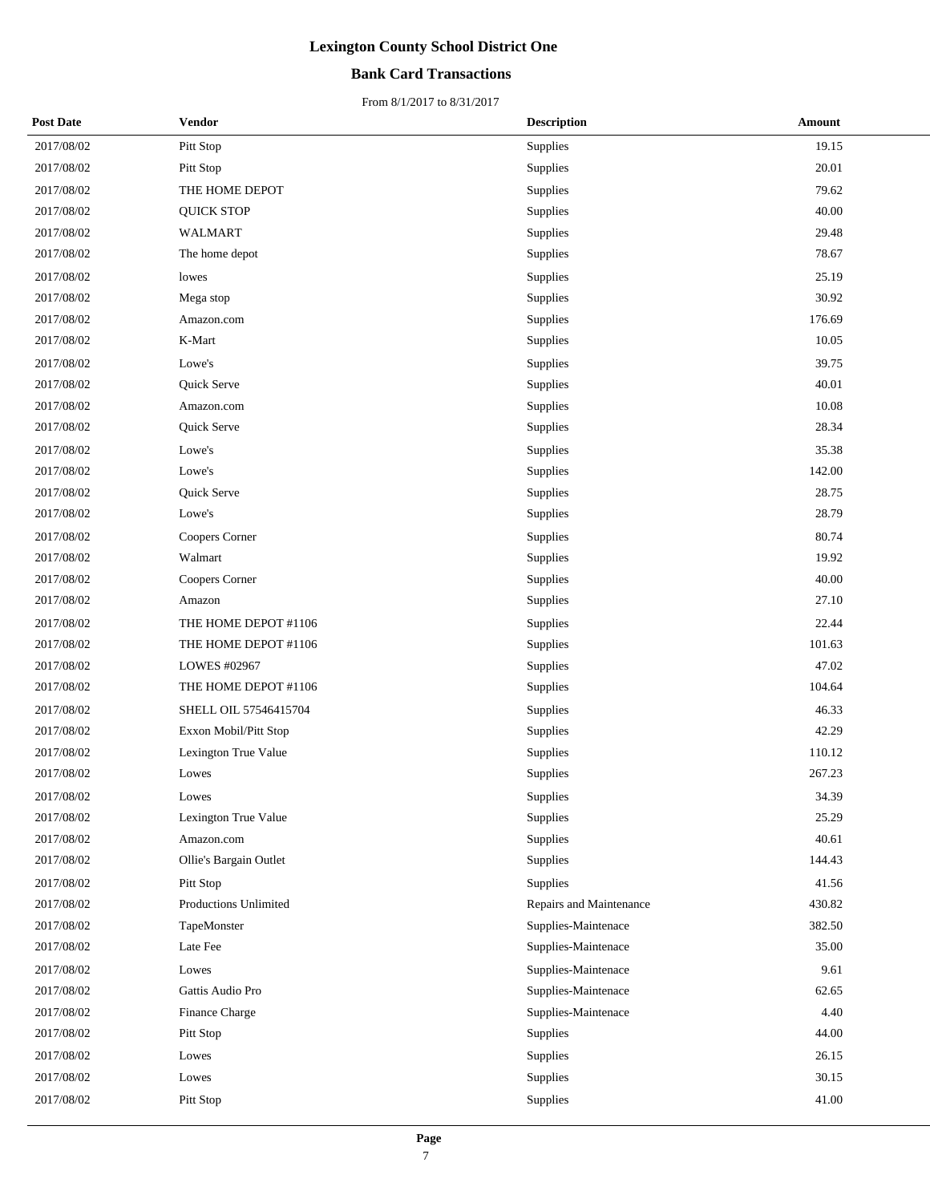# Lexington County School District One

## Bank Card Transactions

From 8/1/2017 to 8/31/2017

| Post Date | Vendor | Description | Amount |
|---|---|---|---|
| 2017/08/02 | Pitt Stop | Supplies | 19.15 |
| 2017/08/02 | Pitt Stop | Supplies | 20.01 |
| 2017/08/02 | THE HOME DEPOT | Supplies | 79.62 |
| 2017/08/02 | QUICK STOP | Supplies | 40.00 |
| 2017/08/02 | WALMART | Supplies | 29.48 |
| 2017/08/02 | The home depot | Supplies | 78.67 |
| 2017/08/02 | lowes | Supplies | 25.19 |
| 2017/08/02 | Mega stop | Supplies | 30.92 |
| 2017/08/02 | Amazon.com | Supplies | 176.69 |
| 2017/08/02 | K-Mart | Supplies | 10.05 |
| 2017/08/02 | Lowe's | Supplies | 39.75 |
| 2017/08/02 | Quick Serve | Supplies | 40.01 |
| 2017/08/02 | Amazon.com | Supplies | 10.08 |
| 2017/08/02 | Quick Serve | Supplies | 28.34 |
| 2017/08/02 | Lowe's | Supplies | 35.38 |
| 2017/08/02 | Lowe's | Supplies | 142.00 |
| 2017/08/02 | Quick Serve | Supplies | 28.75 |
| 2017/08/02 | Lowe's | Supplies | 28.79 |
| 2017/08/02 | Coopers Corner | Supplies | 80.74 |
| 2017/08/02 | Walmart | Supplies | 19.92 |
| 2017/08/02 | Coopers Corner | Supplies | 40.00 |
| 2017/08/02 | Amazon | Supplies | 27.10 |
| 2017/08/02 | THE HOME DEPOT #1106 | Supplies | 22.44 |
| 2017/08/02 | THE HOME DEPOT #1106 | Supplies | 101.63 |
| 2017/08/02 | LOWES #02967 | Supplies | 47.02 |
| 2017/08/02 | THE HOME DEPOT #1106 | Supplies | 104.64 |
| 2017/08/02 | SHELL OIL 57546415704 | Supplies | 46.33 |
| 2017/08/02 | Exxon Mobil/Pitt Stop | Supplies | 42.29 |
| 2017/08/02 | Lexington True Value | Supplies | 110.12 |
| 2017/08/02 | Lowes | Supplies | 267.23 |
| 2017/08/02 | Lowes | Supplies | 34.39 |
| 2017/08/02 | Lexington True Value | Supplies | 25.29 |
| 2017/08/02 | Amazon.com | Supplies | 40.61 |
| 2017/08/02 | Ollie's Bargain Outlet | Supplies | 144.43 |
| 2017/08/02 | Pitt Stop | Supplies | 41.56 |
| 2017/08/02 | Productions Unlimited | Repairs and Maintenance | 430.82 |
| 2017/08/02 | TapeMonster | Supplies-Maintenace | 382.50 |
| 2017/08/02 | Late Fee | Supplies-Maintenace | 35.00 |
| 2017/08/02 | Lowes | Supplies-Maintenace | 9.61 |
| 2017/08/02 | Gattis Audio Pro | Supplies-Maintenace | 62.65 |
| 2017/08/02 | Finance Charge | Supplies-Maintenace | 4.40 |
| 2017/08/02 | Pitt Stop | Supplies | 44.00 |
| 2017/08/02 | Lowes | Supplies | 26.15 |
| 2017/08/02 | Lowes | Supplies | 30.15 |
| 2017/08/02 | Pitt Stop | Supplies | 41.00 |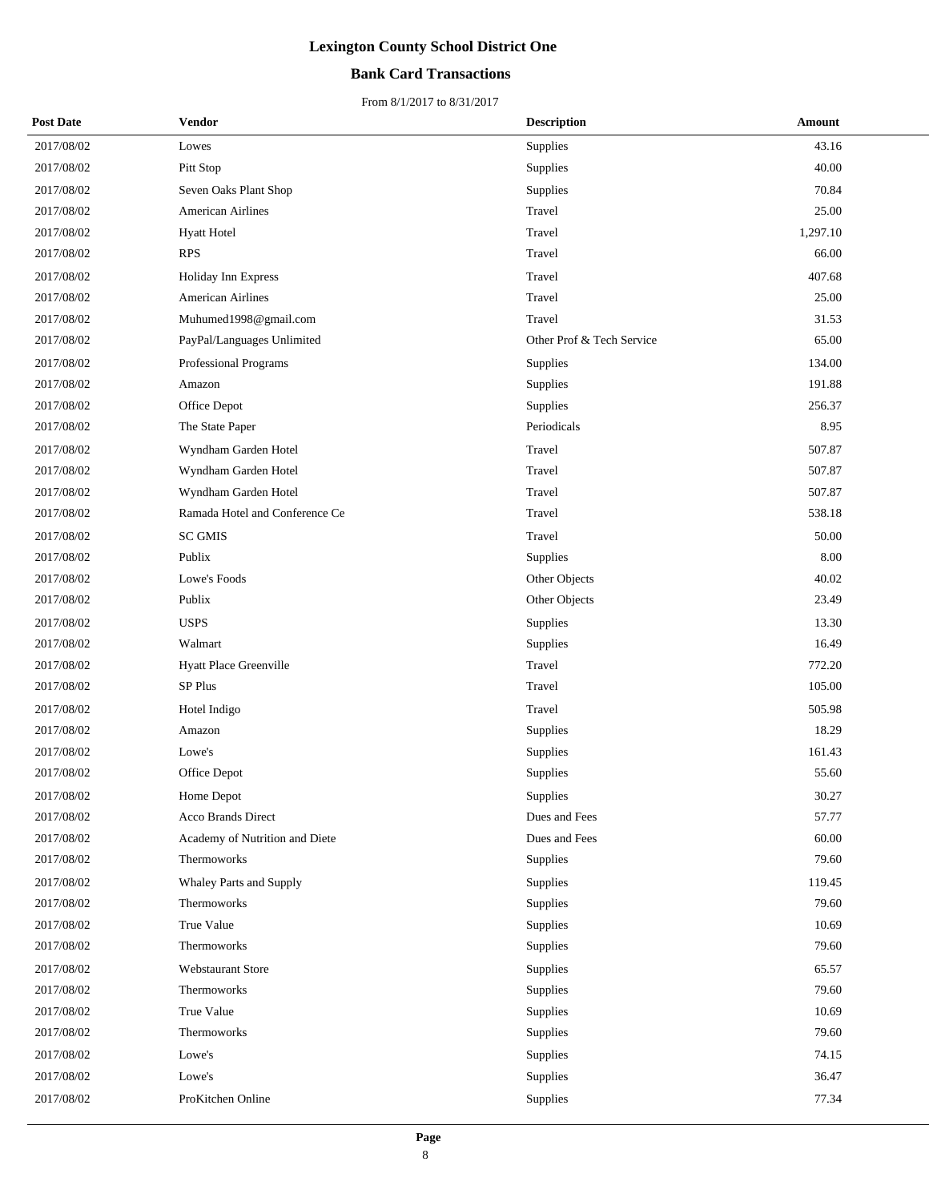# Lexington County School District One

## Bank Card Transactions

From 8/1/2017 to 8/31/2017

| Post Date | Vendor | Description | Amount |
|---|---|---|---|
| 2017/08/02 | Lowes | Supplies | 43.16 |
| 2017/08/02 | Pitt Stop | Supplies | 40.00 |
| 2017/08/02 | Seven Oaks Plant Shop | Supplies | 70.84 |
| 2017/08/02 | American Airlines | Travel | 25.00 |
| 2017/08/02 | Hyatt Hotel | Travel | 1,297.10 |
| 2017/08/02 | RPS | Travel | 66.00 |
| 2017/08/02 | Holiday Inn Express | Travel | 407.68 |
| 2017/08/02 | American Airlines | Travel | 25.00 |
| 2017/08/02 | Muhumed1998@gmail.com | Travel | 31.53 |
| 2017/08/02 | PayPal/Languages Unlimited | Other Prof & Tech Service | 65.00 |
| 2017/08/02 | Professional Programs | Supplies | 134.00 |
| 2017/08/02 | Amazon | Supplies | 191.88 |
| 2017/08/02 | Office Depot | Supplies | 256.37 |
| 2017/08/02 | The State Paper | Periodicals | 8.95 |
| 2017/08/02 | Wyndham Garden Hotel | Travel | 507.87 |
| 2017/08/02 | Wyndham Garden Hotel | Travel | 507.87 |
| 2017/08/02 | Wyndham Garden Hotel | Travel | 507.87 |
| 2017/08/02 | Ramada Hotel and Conference Ce | Travel | 538.18 |
| 2017/08/02 | SC GMIS | Travel | 50.00 |
| 2017/08/02 | Publix | Supplies | 8.00 |
| 2017/08/02 | Lowe's Foods | Other Objects | 40.02 |
| 2017/08/02 | Publix | Other Objects | 23.49 |
| 2017/08/02 | USPS | Supplies | 13.30 |
| 2017/08/02 | Walmart | Supplies | 16.49 |
| 2017/08/02 | Hyatt Place Greenville | Travel | 772.20 |
| 2017/08/02 | SP Plus | Travel | 105.00 |
| 2017/08/02 | Hotel Indigo | Travel | 505.98 |
| 2017/08/02 | Amazon | Supplies | 18.29 |
| 2017/08/02 | Lowe's | Supplies | 161.43 |
| 2017/08/02 | Office Depot | Supplies | 55.60 |
| 2017/08/02 | Home Depot | Supplies | 30.27 |
| 2017/08/02 | Acco Brands Direct | Dues and Fees | 57.77 |
| 2017/08/02 | Academy of Nutrition and Diete | Dues and Fees | 60.00 |
| 2017/08/02 | Thermoworks | Supplies | 79.60 |
| 2017/08/02 | Whaley Parts and Supply | Supplies | 119.45 |
| 2017/08/02 | Thermoworks | Supplies | 79.60 |
| 2017/08/02 | True Value | Supplies | 10.69 |
| 2017/08/02 | Thermoworks | Supplies | 79.60 |
| 2017/08/02 | Webstaurant Store | Supplies | 65.57 |
| 2017/08/02 | Thermoworks | Supplies | 79.60 |
| 2017/08/02 | True Value | Supplies | 10.69 |
| 2017/08/02 | Thermoworks | Supplies | 79.60 |
| 2017/08/02 | Lowe's | Supplies | 74.15 |
| 2017/08/02 | Lowe's | Supplies | 36.47 |
| 2017/08/02 | ProKitchen Online | Supplies | 77.34 |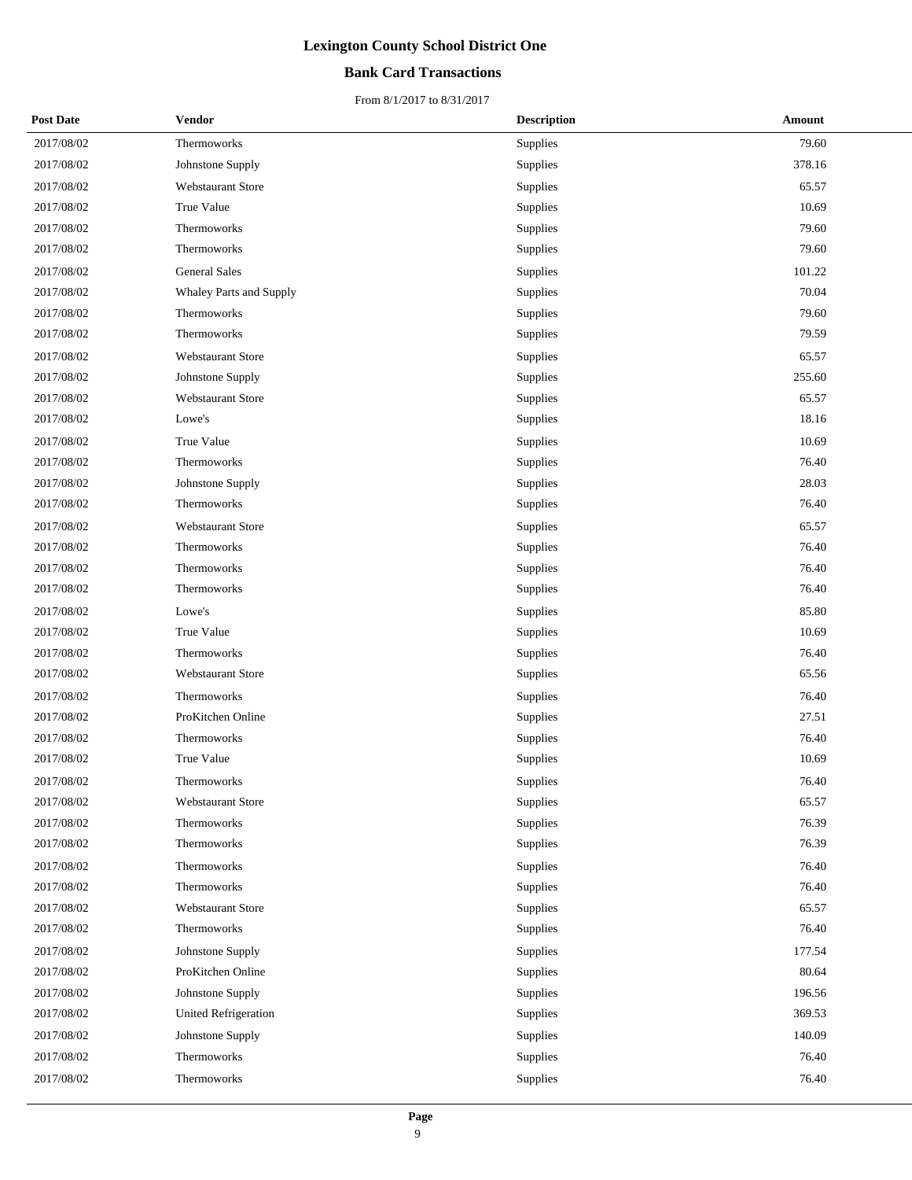# Lexington County School District One

## Bank Card Transactions

From 8/1/2017 to 8/31/2017

| Post Date | Vendor | Description | Amount |
|---|---|---|---|
| 2017/08/02 | Thermoworks | Supplies | 79.60 |
| 2017/08/02 | Johnstone Supply | Supplies | 378.16 |
| 2017/08/02 | Webstaurant Store | Supplies | 65.57 |
| 2017/08/02 | True Value | Supplies | 10.69 |
| 2017/08/02 | Thermoworks | Supplies | 79.60 |
| 2017/08/02 | Thermoworks | Supplies | 79.60 |
| 2017/08/02 | General Sales | Supplies | 101.22 |
| 2017/08/02 | Whaley Parts and Supply | Supplies | 70.04 |
| 2017/08/02 | Thermoworks | Supplies | 79.60 |
| 2017/08/02 | Thermoworks | Supplies | 79.59 |
| 2017/08/02 | Webstaurant Store | Supplies | 65.57 |
| 2017/08/02 | Johnstone Supply | Supplies | 255.60 |
| 2017/08/02 | Webstaurant Store | Supplies | 65.57 |
| 2017/08/02 | Lowe's | Supplies | 18.16 |
| 2017/08/02 | True Value | Supplies | 10.69 |
| 2017/08/02 | Thermoworks | Supplies | 76.40 |
| 2017/08/02 | Johnstone Supply | Supplies | 28.03 |
| 2017/08/02 | Thermoworks | Supplies | 76.40 |
| 2017/08/02 | Webstaurant Store | Supplies | 65.57 |
| 2017/08/02 | Thermoworks | Supplies | 76.40 |
| 2017/08/02 | Thermoworks | Supplies | 76.40 |
| 2017/08/02 | Thermoworks | Supplies | 76.40 |
| 2017/08/02 | Lowe's | Supplies | 85.80 |
| 2017/08/02 | True Value | Supplies | 10.69 |
| 2017/08/02 | Thermoworks | Supplies | 76.40 |
| 2017/08/02 | Webstaurant Store | Supplies | 65.56 |
| 2017/08/02 | Thermoworks | Supplies | 76.40 |
| 2017/08/02 | ProKitchen Online | Supplies | 27.51 |
| 2017/08/02 | Thermoworks | Supplies | 76.40 |
| 2017/08/02 | True Value | Supplies | 10.69 |
| 2017/08/02 | Thermoworks | Supplies | 76.40 |
| 2017/08/02 | Webstaurant Store | Supplies | 65.57 |
| 2017/08/02 | Thermoworks | Supplies | 76.39 |
| 2017/08/02 | Thermoworks | Supplies | 76.39 |
| 2017/08/02 | Thermoworks | Supplies | 76.40 |
| 2017/08/02 | Thermoworks | Supplies | 76.40 |
| 2017/08/02 | Webstaurant Store | Supplies | 65.57 |
| 2017/08/02 | Thermoworks | Supplies | 76.40 |
| 2017/08/02 | Johnstone Supply | Supplies | 177.54 |
| 2017/08/02 | ProKitchen Online | Supplies | 80.64 |
| 2017/08/02 | Johnstone Supply | Supplies | 196.56 |
| 2017/08/02 | United Refrigeration | Supplies | 369.53 |
| 2017/08/02 | Johnstone Supply | Supplies | 140.09 |
| 2017/08/02 | Thermoworks | Supplies | 76.40 |
| 2017/08/02 | Thermoworks | Supplies | 76.40 |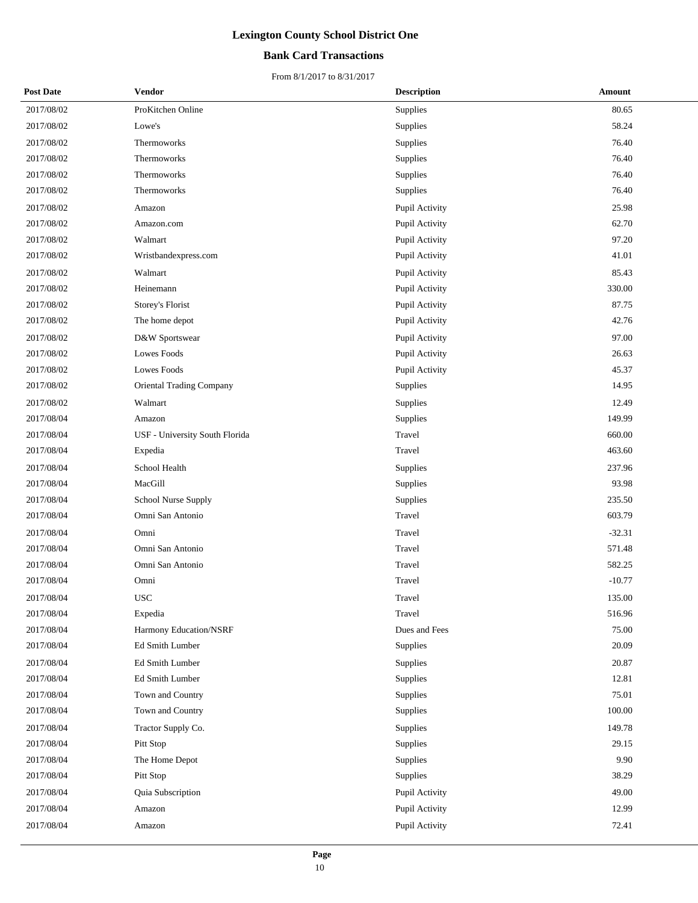# Lexington County School District One

## Bank Card Transactions

From 8/1/2017 to 8/31/2017

| Post Date | Vendor | Description | Amount |
|---|---|---|---|
| 2017/08/02 | ProKitchen Online | Supplies | 80.65 |
| 2017/08/02 | Lowe's | Supplies | 58.24 |
| 2017/08/02 | Thermoworks | Supplies | 76.40 |
| 2017/08/02 | Thermoworks | Supplies | 76.40 |
| 2017/08/02 | Thermoworks | Supplies | 76.40 |
| 2017/08/02 | Thermoworks | Supplies | 76.40 |
| 2017/08/02 | Amazon | Pupil Activity | 25.98 |
| 2017/08/02 | Amazon.com | Pupil Activity | 62.70 |
| 2017/08/02 | Walmart | Pupil Activity | 97.20 |
| 2017/08/02 | Wristbandexpress.com | Pupil Activity | 41.01 |
| 2017/08/02 | Walmart | Pupil Activity | 85.43 |
| 2017/08/02 | Heinemann | Pupil Activity | 330.00 |
| 2017/08/02 | Storey's Florist | Pupil Activity | 87.75 |
| 2017/08/02 | The home depot | Pupil Activity | 42.76 |
| 2017/08/02 | D&W Sportswear | Pupil Activity | 97.00 |
| 2017/08/02 | Lowes Foods | Pupil Activity | 26.63 |
| 2017/08/02 | Lowes Foods | Pupil Activity | 45.37 |
| 2017/08/02 | Oriental Trading Company | Supplies | 14.95 |
| 2017/08/02 | Walmart | Supplies | 12.49 |
| 2017/08/04 | Amazon | Supplies | 149.99 |
| 2017/08/04 | USF - University South Florida | Travel | 660.00 |
| 2017/08/04 | Expedia | Travel | 463.60 |
| 2017/08/04 | School Health | Supplies | 237.96 |
| 2017/08/04 | MacGill | Supplies | 93.98 |
| 2017/08/04 | School Nurse Supply | Supplies | 235.50 |
| 2017/08/04 | Omni San Antonio | Travel | 603.79 |
| 2017/08/04 | Omni | Travel | -32.31 |
| 2017/08/04 | Omni San Antonio | Travel | 571.48 |
| 2017/08/04 | Omni San Antonio | Travel | 582.25 |
| 2017/08/04 | Omni | Travel | -10.77 |
| 2017/08/04 | USC | Travel | 135.00 |
| 2017/08/04 | Expedia | Travel | 516.96 |
| 2017/08/04 | Harmony Education/NSRF | Dues and Fees | 75.00 |
| 2017/08/04 | Ed Smith Lumber | Supplies | 20.09 |
| 2017/08/04 | Ed Smith Lumber | Supplies | 20.87 |
| 2017/08/04 | Ed Smith Lumber | Supplies | 12.81 |
| 2017/08/04 | Town and Country | Supplies | 75.01 |
| 2017/08/04 | Town and Country | Supplies | 100.00 |
| 2017/08/04 | Tractor Supply Co. | Supplies | 149.78 |
| 2017/08/04 | Pitt Stop | Supplies | 29.15 |
| 2017/08/04 | The Home Depot | Supplies | 9.90 |
| 2017/08/04 | Pitt Stop | Supplies | 38.29 |
| 2017/08/04 | Quia Subscription | Pupil Activity | 49.00 |
| 2017/08/04 | Amazon | Pupil Activity | 12.99 |
| 2017/08/04 | Amazon | Pupil Activity | 72.41 |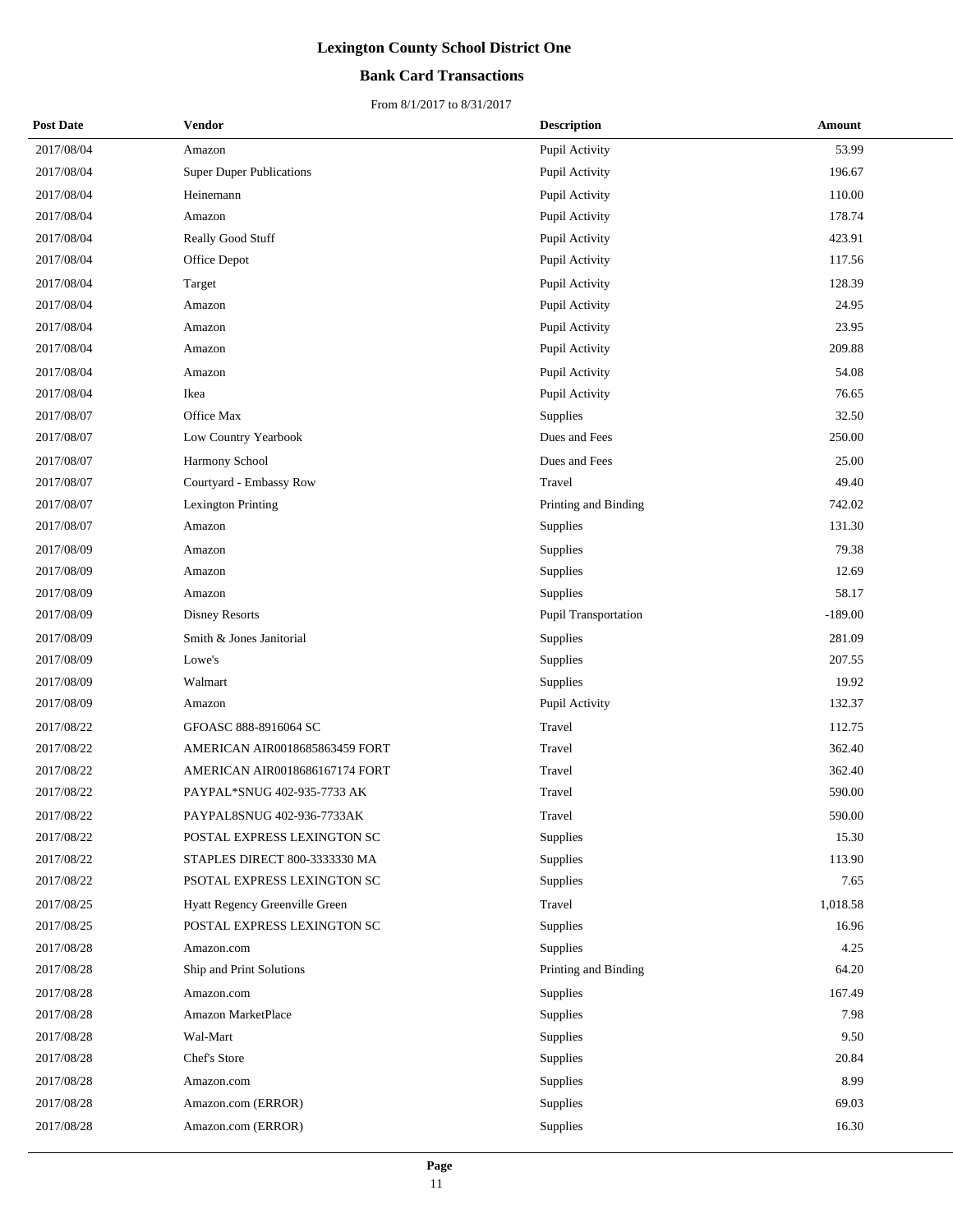# Lexington County School District One

## Bank Card Transactions

From 8/1/2017 to 8/31/2017

| Post Date | Vendor | Description | Amount |
|---|---|---|---|
| 2017/08/04 | Amazon | Pupil Activity | 53.99 |
| 2017/08/04 | Super Duper Publications | Pupil Activity | 196.67 |
| 2017/08/04 | Heinemann | Pupil Activity | 110.00 |
| 2017/08/04 | Amazon | Pupil Activity | 178.74 |
| 2017/08/04 | Really Good Stuff | Pupil Activity | 423.91 |
| 2017/08/04 | Office Depot | Pupil Activity | 117.56 |
| 2017/08/04 | Target | Pupil Activity | 128.39 |
| 2017/08/04 | Amazon | Pupil Activity | 24.95 |
| 2017/08/04 | Amazon | Pupil Activity | 23.95 |
| 2017/08/04 | Amazon | Pupil Activity | 209.88 |
| 2017/08/04 | Amazon | Pupil Activity | 54.08 |
| 2017/08/04 | Ikea | Pupil Activity | 76.65 |
| 2017/08/07 | Office Max | Supplies | 32.50 |
| 2017/08/07 | Low Country Yearbook | Dues and Fees | 250.00 |
| 2017/08/07 | Harmony School | Dues and Fees | 25.00 |
| 2017/08/07 | Courtyard - Embassy Row | Travel | 49.40 |
| 2017/08/07 | Lexington Printing | Printing and Binding | 742.02 |
| 2017/08/07 | Amazon | Supplies | 131.30 |
| 2017/08/09 | Amazon | Supplies | 79.38 |
| 2017/08/09 | Amazon | Supplies | 12.69 |
| 2017/08/09 | Amazon | Supplies | 58.17 |
| 2017/08/09 | Disney Resorts | Pupil Transportation | -189.00 |
| 2017/08/09 | Smith & Jones Janitorial | Supplies | 281.09 |
| 2017/08/09 | Lowe's | Supplies | 207.55 |
| 2017/08/09 | Walmart | Supplies | 19.92 |
| 2017/08/09 | Amazon | Pupil Activity | 132.37 |
| 2017/08/22 | GFOASC 888-8916064 SC | Travel | 112.75 |
| 2017/08/22 | AMERICAN AIR0018685863459 FORT | Travel | 362.40 |
| 2017/08/22 | AMERICAN AIR0018686167174 FORT | Travel | 362.40 |
| 2017/08/22 | PAYPAL*SNUG 402-935-7733 AK | Travel | 590.00 |
| 2017/08/22 | PAYPAL8SNUG 402-936-7733AK | Travel | 590.00 |
| 2017/08/22 | POSTAL EXPRESS LEXINGTON SC | Supplies | 15.30 |
| 2017/08/22 | STAPLES DIRECT 800-3333330 MA | Supplies | 113.90 |
| 2017/08/22 | PSOTAL EXPRESS LEXINGTON SC | Supplies | 7.65 |
| 2017/08/25 | Hyatt Regency Greenville Green | Travel | 1,018.58 |
| 2017/08/25 | POSTAL EXPRESS LEXINGTON SC | Supplies | 16.96 |
| 2017/08/28 | Amazon.com | Supplies | 4.25 |
| 2017/08/28 | Ship and Print Solutions | Printing and Binding | 64.20 |
| 2017/08/28 | Amazon.com | Supplies | 167.49 |
| 2017/08/28 | Amazon MarketPlace | Supplies | 7.98 |
| 2017/08/28 | Wal-Mart | Supplies | 9.50 |
| 2017/08/28 | Chef's Store | Supplies | 20.84 |
| 2017/08/28 | Amazon.com | Supplies | 8.99 |
| 2017/08/28 | Amazon.com (ERROR) | Supplies | 69.03 |
| 2017/08/28 | Amazon.com (ERROR) | Supplies | 16.30 |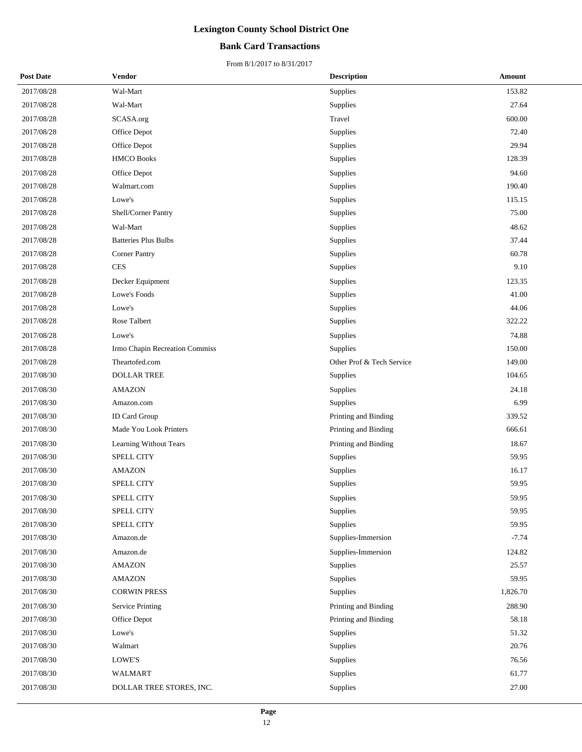# Lexington County School District One

## Bank Card Transactions

From 8/1/2017 to 8/31/2017

| Post Date | Vendor | Description | Amount |
|---|---|---|---|
| 2017/08/28 | Wal-Mart | Supplies | 153.82 |
| 2017/08/28 | Wal-Mart | Supplies | 27.64 |
| 2017/08/28 | SCASA.org | Travel | 600.00 |
| 2017/08/28 | Office Depot | Supplies | 72.40 |
| 2017/08/28 | Office Depot | Supplies | 29.94 |
| 2017/08/28 | HMCO Books | Supplies | 128.39 |
| 2017/08/28 | Office Depot | Supplies | 94.60 |
| 2017/08/28 | Walmart.com | Supplies | 190.40 |
| 2017/08/28 | Lowe's | Supplies | 115.15 |
| 2017/08/28 | Shell/Corner Pantry | Supplies | 75.00 |
| 2017/08/28 | Wal-Mart | Supplies | 48.62 |
| 2017/08/28 | Batteries Plus Bulbs | Supplies | 37.44 |
| 2017/08/28 | Corner Pantry | Supplies | 60.78 |
| 2017/08/28 | CES | Supplies | 9.10 |
| 2017/08/28 | Decker Equipment | Supplies | 123.35 |
| 2017/08/28 | Lowe's Foods | Supplies | 41.00 |
| 2017/08/28 | Lowe's | Supplies | 44.06 |
| 2017/08/28 | Rose Talbert | Supplies | 322.22 |
| 2017/08/28 | Lowe's | Supplies | 74.88 |
| 2017/08/28 | Irmo Chapin Recreation Commiss | Supplies | 150.00 |
| 2017/08/28 | Theartofed.com | Other Prof & Tech Service | 149.00 |
| 2017/08/30 | DOLLAR TREE | Supplies | 104.65 |
| 2017/08/30 | AMAZON | Supplies | 24.18 |
| 2017/08/30 | Amazon.com | Supplies | 6.99 |
| 2017/08/30 | ID Card Group | Printing and Binding | 339.52 |
| 2017/08/30 | Made You Look Printers | Printing and Binding | 666.61 |
| 2017/08/30 | Learning Without Tears | Printing and Binding | 18.67 |
| 2017/08/30 | SPELL CITY | Supplies | 59.95 |
| 2017/08/30 | AMAZON | Supplies | 16.17 |
| 2017/08/30 | SPELL CITY | Supplies | 59.95 |
| 2017/08/30 | SPELL CITY | Supplies | 59.95 |
| 2017/08/30 | SPELL CITY | Supplies | 59.95 |
| 2017/08/30 | SPELL CITY | Supplies | 59.95 |
| 2017/08/30 | Amazon.de | Supplies-Immersion | -7.74 |
| 2017/08/30 | Amazon.de | Supplies-Immersion | 124.82 |
| 2017/08/30 | AMAZON | Supplies | 25.57 |
| 2017/08/30 | AMAZON | Supplies | 59.95 |
| 2017/08/30 | CORWIN PRESS | Supplies | 1,826.70 |
| 2017/08/30 | Service Printing | Printing and Binding | 288.90 |
| 2017/08/30 | Office Depot | Printing and Binding | 58.18 |
| 2017/08/30 | Lowe's | Supplies | 51.32 |
| 2017/08/30 | Walmart | Supplies | 20.76 |
| 2017/08/30 | LOWE'S | Supplies | 76.56 |
| 2017/08/30 | WALMART | Supplies | 61.77 |
| 2017/08/30 | DOLLAR TREE STORES, INC. | Supplies | 27.00 |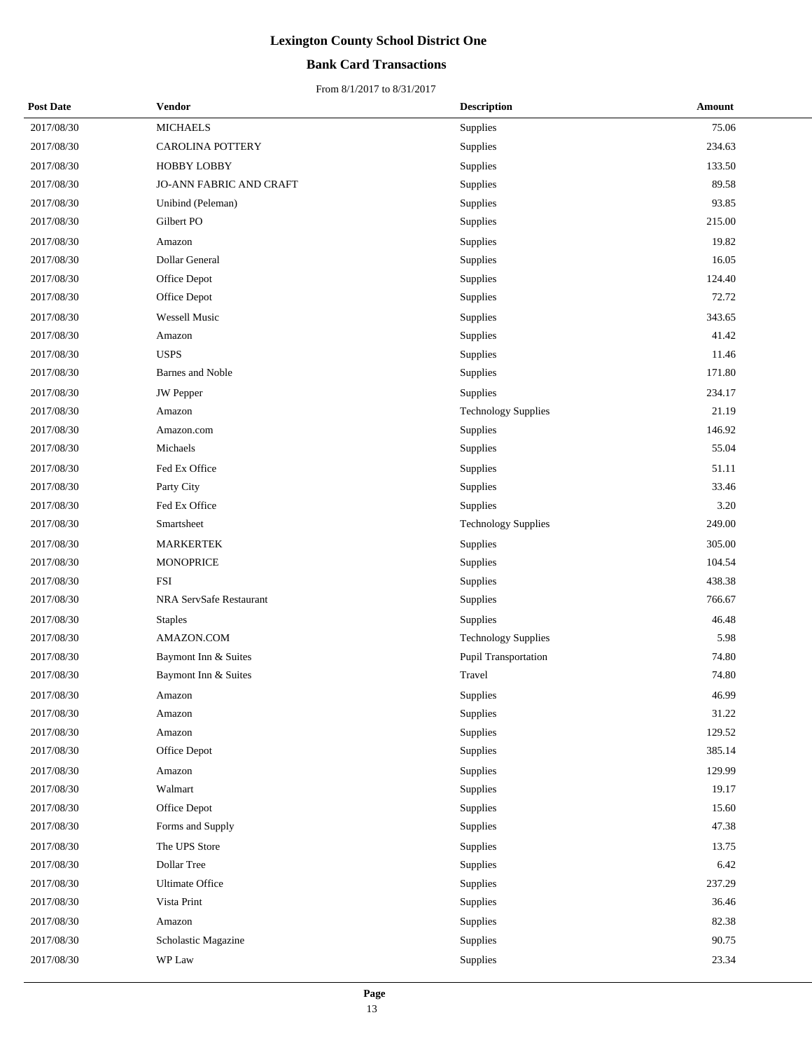# Lexington County School District One

## Bank Card Transactions

From 8/1/2017 to 8/31/2017

| Post Date | Vendor | Description | Amount |
|---|---|---|---|
| 2017/08/30 | MICHAELS | Supplies | 75.06 |
| 2017/08/30 | CAROLINA POTTERY | Supplies | 234.63 |
| 2017/08/30 | HOBBY LOBBY | Supplies | 133.50 |
| 2017/08/30 | JO-ANN FABRIC AND CRAFT | Supplies | 89.58 |
| 2017/08/30 | Unibind (Peleman) | Supplies | 93.85 |
| 2017/08/30 | Gilbert PO | Supplies | 215.00 |
| 2017/08/30 | Amazon | Supplies | 19.82 |
| 2017/08/30 | Dollar General | Supplies | 16.05 |
| 2017/08/30 | Office Depot | Supplies | 124.40 |
| 2017/08/30 | Office Depot | Supplies | 72.72 |
| 2017/08/30 | Wessell Music | Supplies | 343.65 |
| 2017/08/30 | Amazon | Supplies | 41.42 |
| 2017/08/30 | USPS | Supplies | 11.46 |
| 2017/08/30 | Barnes and Noble | Supplies | 171.80 |
| 2017/08/30 | JW Pepper | Supplies | 234.17 |
| 2017/08/30 | Amazon | Technology Supplies | 21.19 |
| 2017/08/30 | Amazon.com | Supplies | 146.92 |
| 2017/08/30 | Michaels | Supplies | 55.04 |
| 2017/08/30 | Fed Ex Office | Supplies | 51.11 |
| 2017/08/30 | Party City | Supplies | 33.46 |
| 2017/08/30 | Fed Ex Office | Supplies | 3.20 |
| 2017/08/30 | Smartsheet | Technology Supplies | 249.00 |
| 2017/08/30 | MARKERTEK | Supplies | 305.00 |
| 2017/08/30 | MONOPRICE | Supplies | 104.54 |
| 2017/08/30 | FSI | Supplies | 438.38 |
| 2017/08/30 | NRA ServSafe Restaurant | Supplies | 766.67 |
| 2017/08/30 | Staples | Supplies | 46.48 |
| 2017/08/30 | AMAZON.COM | Technology Supplies | 5.98 |
| 2017/08/30 | Baymont Inn & Suites | Pupil Transportation | 74.80 |
| 2017/08/30 | Baymont Inn & Suites | Travel | 74.80 |
| 2017/08/30 | Amazon | Supplies | 46.99 |
| 2017/08/30 | Amazon | Supplies | 31.22 |
| 2017/08/30 | Amazon | Supplies | 129.52 |
| 2017/08/30 | Office Depot | Supplies | 385.14 |
| 2017/08/30 | Amazon | Supplies | 129.99 |
| 2017/08/30 | Walmart | Supplies | 19.17 |
| 2017/08/30 | Office Depot | Supplies | 15.60 |
| 2017/08/30 | Forms and Supply | Supplies | 47.38 |
| 2017/08/30 | The UPS Store | Supplies | 13.75 |
| 2017/08/30 | Dollar Tree | Supplies | 6.42 |
| 2017/08/30 | Ultimate Office | Supplies | 237.29 |
| 2017/08/30 | Vista Print | Supplies | 36.46 |
| 2017/08/30 | Amazon | Supplies | 82.38 |
| 2017/08/30 | Scholastic Magazine | Supplies | 90.75 |
| 2017/08/30 | WP Law | Supplies | 23.34 |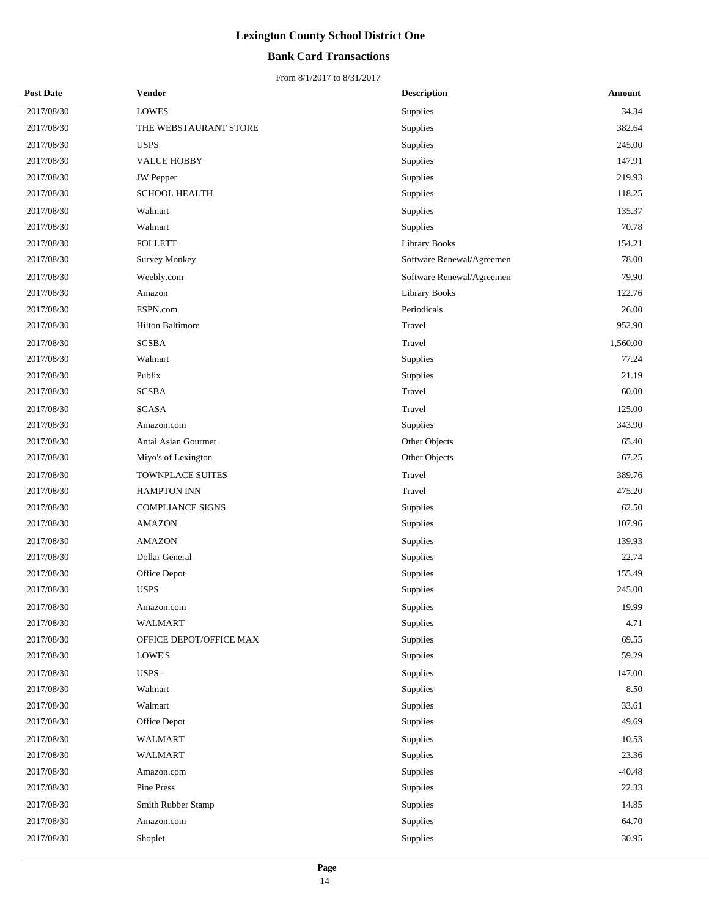# Lexington County School District One

## Bank Card Transactions

From 8/1/2017 to 8/31/2017

| Post Date | Vendor | Description | Amount |
|---|---|---|---|
| 2017/08/30 | LOWES | Supplies | 34.34 |
| 2017/08/30 | THE WEBSTAURANT STORE | Supplies | 382.64 |
| 2017/08/30 | USPS | Supplies | 245.00 |
| 2017/08/30 | VALUE HOBBY | Supplies | 147.91 |
| 2017/08/30 | JW Pepper | Supplies | 219.93 |
| 2017/08/30 | SCHOOL HEALTH | Supplies | 118.25 |
| 2017/08/30 | Walmart | Supplies | 135.37 |
| 2017/08/30 | Walmart | Supplies | 70.78 |
| 2017/08/30 | FOLLETT | Library Books | 154.21 |
| 2017/08/30 | Survey Monkey | Software Renewal/Agreemen | 78.00 |
| 2017/08/30 | Weebly.com | Software Renewal/Agreemen | 79.90 |
| 2017/08/30 | Amazon | Library Books | 122.76 |
| 2017/08/30 | ESPN.com | Periodicals | 26.00 |
| 2017/08/30 | Hilton Baltimore | Travel | 952.90 |
| 2017/08/30 | SCSBA | Travel | 1,560.00 |
| 2017/08/30 | Walmart | Supplies | 77.24 |
| 2017/08/30 | Publix | Supplies | 21.19 |
| 2017/08/30 | SCSBA | Travel | 60.00 |
| 2017/08/30 | SCASA | Travel | 125.00 |
| 2017/08/30 | Amazon.com | Supplies | 343.90 |
| 2017/08/30 | Antai Asian Gourmet | Other Objects | 65.40 |
| 2017/08/30 | Miyo's of Lexington | Other Objects | 67.25 |
| 2017/08/30 | TOWNPLACE SUITES | Travel | 389.76 |
| 2017/08/30 | HAMPTON INN | Travel | 475.20 |
| 2017/08/30 | COMPLIANCE SIGNS | Supplies | 62.50 |
| 2017/08/30 | AMAZON | Supplies | 107.96 |
| 2017/08/30 | AMAZON | Supplies | 139.93 |
| 2017/08/30 | Dollar General | Supplies | 22.74 |
| 2017/08/30 | Office Depot | Supplies | 155.49 |
| 2017/08/30 | USPS | Supplies | 245.00 |
| 2017/08/30 | Amazon.com | Supplies | 19.99 |
| 2017/08/30 | WALMART | Supplies | 4.71 |
| 2017/08/30 | OFFICE DEPOT/OFFICE MAX | Supplies | 69.55 |
| 2017/08/30 | LOWE'S | Supplies | 59.29 |
| 2017/08/30 | USPS - | Supplies | 147.00 |
| 2017/08/30 | Walmart | Supplies | 8.50 |
| 2017/08/30 | Walmart | Supplies | 33.61 |
| 2017/08/30 | Office Depot | Supplies | 49.69 |
| 2017/08/30 | WALMART | Supplies | 10.53 |
| 2017/08/30 | WALMART | Supplies | 23.36 |
| 2017/08/30 | Amazon.com | Supplies | -40.48 |
| 2017/08/30 | Pine Press | Supplies | 22.33 |
| 2017/08/30 | Smith Rubber Stamp | Supplies | 14.85 |
| 2017/08/30 | Amazon.com | Supplies | 64.70 |
| 2017/08/30 | Shoplet | Supplies | 30.95 |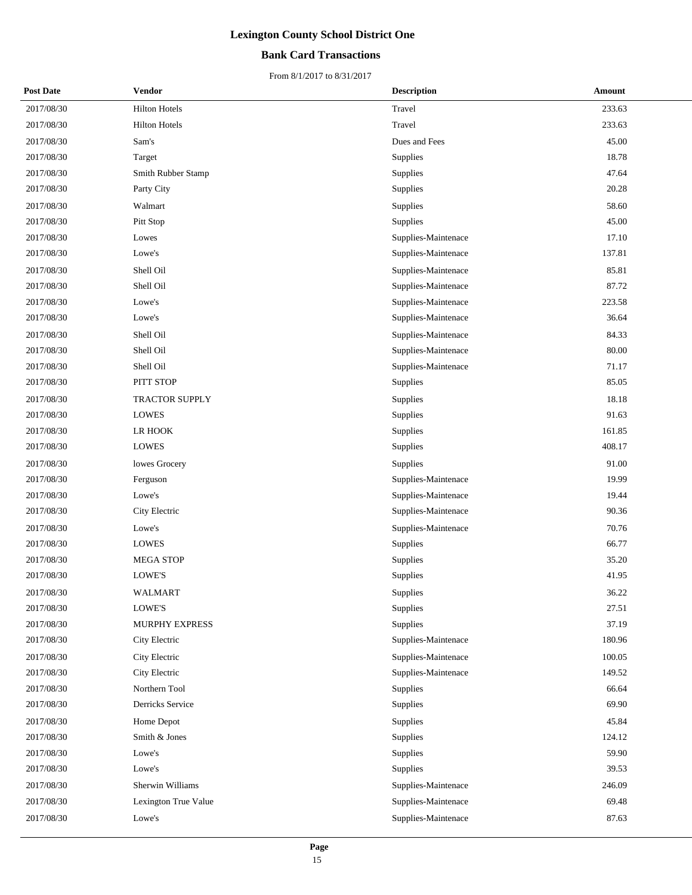# Lexington County School District One

## Bank Card Transactions

From 8/1/2017 to 8/31/2017

| Post Date | Vendor | Description | Amount |
|---|---|---|---|
| 2017/08/30 | Hilton Hotels | Travel | 233.63 |
| 2017/08/30 | Hilton Hotels | Travel | 233.63 |
| 2017/08/30 | Sam's | Dues and Fees | 45.00 |
| 2017/08/30 | Target | Supplies | 18.78 |
| 2017/08/30 | Smith Rubber Stamp | Supplies | 47.64 |
| 2017/08/30 | Party City | Supplies | 20.28 |
| 2017/08/30 | Walmart | Supplies | 58.60 |
| 2017/08/30 | Pitt Stop | Supplies | 45.00 |
| 2017/08/30 | Lowes | Supplies-Maintenace | 17.10 |
| 2017/08/30 | Lowe's | Supplies-Maintenace | 137.81 |
| 2017/08/30 | Shell Oil | Supplies-Maintenace | 85.81 |
| 2017/08/30 | Shell Oil | Supplies-Maintenace | 87.72 |
| 2017/08/30 | Lowe's | Supplies-Maintenace | 223.58 |
| 2017/08/30 | Lowe's | Supplies-Maintenace | 36.64 |
| 2017/08/30 | Shell Oil | Supplies-Maintenace | 84.33 |
| 2017/08/30 | Shell Oil | Supplies-Maintenace | 80.00 |
| 2017/08/30 | Shell Oil | Supplies-Maintenace | 71.17 |
| 2017/08/30 | PITT STOP | Supplies | 85.05 |
| 2017/08/30 | TRACTOR SUPPLY | Supplies | 18.18 |
| 2017/08/30 | LOWES | Supplies | 91.63 |
| 2017/08/30 | LR HOOK | Supplies | 161.85 |
| 2017/08/30 | LOWES | Supplies | 408.17 |
| 2017/08/30 | lowes Grocery | Supplies | 91.00 |
| 2017/08/30 | Ferguson | Supplies-Maintenace | 19.99 |
| 2017/08/30 | Lowe's | Supplies-Maintenace | 19.44 |
| 2017/08/30 | City Electric | Supplies-Maintenace | 90.36 |
| 2017/08/30 | Lowe's | Supplies-Maintenace | 70.76 |
| 2017/08/30 | LOWES | Supplies | 66.77 |
| 2017/08/30 | MEGA STOP | Supplies | 35.20 |
| 2017/08/30 | LOWE'S | Supplies | 41.95 |
| 2017/08/30 | WALMART | Supplies | 36.22 |
| 2017/08/30 | LOWE'S | Supplies | 27.51 |
| 2017/08/30 | MURPHY EXPRESS | Supplies | 37.19 |
| 2017/08/30 | City Electric | Supplies-Maintenace | 180.96 |
| 2017/08/30 | City Electric | Supplies-Maintenace | 100.05 |
| 2017/08/30 | City Electric | Supplies-Maintenace | 149.52 |
| 2017/08/30 | Northern Tool | Supplies | 66.64 |
| 2017/08/30 | Derricks Service | Supplies | 69.90 |
| 2017/08/30 | Home Depot | Supplies | 45.84 |
| 2017/08/30 | Smith & Jones | Supplies | 124.12 |
| 2017/08/30 | Lowe's | Supplies | 59.90 |
| 2017/08/30 | Lowe's | Supplies | 39.53 |
| 2017/08/30 | Sherwin Williams | Supplies-Maintenace | 246.09 |
| 2017/08/30 | Lexington True Value | Supplies-Maintenace | 69.48 |
| 2017/08/30 | Lowe's | Supplies-Maintenace | 87.63 |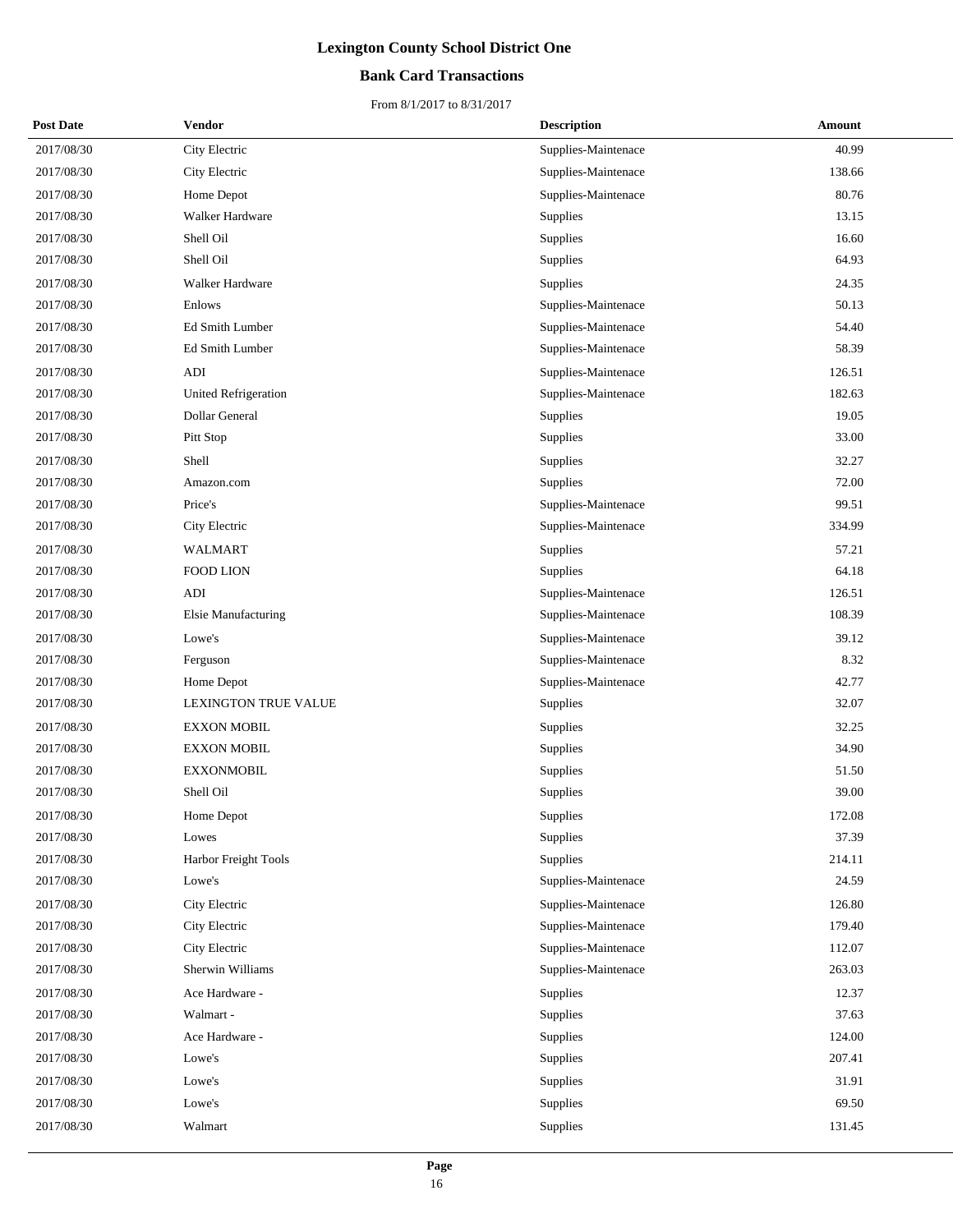# Lexington County School District One

## Bank Card Transactions

From 8/1/2017 to 8/31/2017

| Post Date | Vendor | Description | Amount |
|---|---|---|---|
| 2017/08/30 | City Electric | Supplies-Maintenace | 40.99 |
| 2017/08/30 | City Electric | Supplies-Maintenace | 138.66 |
| 2017/08/30 | Home Depot | Supplies-Maintenace | 80.76 |
| 2017/08/30 | Walker Hardware | Supplies | 13.15 |
| 2017/08/30 | Shell Oil | Supplies | 16.60 |
| 2017/08/30 | Shell Oil | Supplies | 64.93 |
| 2017/08/30 | Walker Hardware | Supplies | 24.35 |
| 2017/08/30 | Enlows | Supplies-Maintenace | 50.13 |
| 2017/08/30 | Ed Smith Lumber | Supplies-Maintenace | 54.40 |
| 2017/08/30 | Ed Smith Lumber | Supplies-Maintenace | 58.39 |
| 2017/08/30 | ADI | Supplies-Maintenace | 126.51 |
| 2017/08/30 | United Refrigeration | Supplies-Maintenace | 182.63 |
| 2017/08/30 | Dollar General | Supplies | 19.05 |
| 2017/08/30 | Pitt Stop | Supplies | 33.00 |
| 2017/08/30 | Shell | Supplies | 32.27 |
| 2017/08/30 | Amazon.com | Supplies | 72.00 |
| 2017/08/30 | Price's | Supplies-Maintenace | 99.51 |
| 2017/08/30 | City Electric | Supplies-Maintenace | 334.99 |
| 2017/08/30 | WALMART | Supplies | 57.21 |
| 2017/08/30 | FOOD LION | Supplies | 64.18 |
| 2017/08/30 | ADI | Supplies-Maintenace | 126.51 |
| 2017/08/30 | Elsie Manufacturing | Supplies-Maintenace | 108.39 |
| 2017/08/30 | Lowe's | Supplies-Maintenace | 39.12 |
| 2017/08/30 | Ferguson | Supplies-Maintenace | 8.32 |
| 2017/08/30 | Home Depot | Supplies-Maintenace | 42.77 |
| 2017/08/30 | LEXINGTON TRUE VALUE | Supplies | 32.07 |
| 2017/08/30 | EXXON MOBIL | Supplies | 32.25 |
| 2017/08/30 | EXXON MOBIL | Supplies | 34.90 |
| 2017/08/30 | EXXONMOBIL | Supplies | 51.50 |
| 2017/08/30 | Shell Oil | Supplies | 39.00 |
| 2017/08/30 | Home Depot | Supplies | 172.08 |
| 2017/08/30 | Lowes | Supplies | 37.39 |
| 2017/08/30 | Harbor Freight Tools | Supplies | 214.11 |
| 2017/08/30 | Lowe's | Supplies-Maintenace | 24.59 |
| 2017/08/30 | City Electric | Supplies-Maintenace | 126.80 |
| 2017/08/30 | City Electric | Supplies-Maintenace | 179.40 |
| 2017/08/30 | City Electric | Supplies-Maintenace | 112.07 |
| 2017/08/30 | Sherwin Williams | Supplies-Maintenace | 263.03 |
| 2017/08/30 | Ace Hardware - | Supplies | 12.37 |
| 2017/08/30 | Walmart - | Supplies | 37.63 |
| 2017/08/30 | Ace Hardware - | Supplies | 124.00 |
| 2017/08/30 | Lowe's | Supplies | 207.41 |
| 2017/08/30 | Lowe's | Supplies | 31.91 |
| 2017/08/30 | Lowe's | Supplies | 69.50 |
| 2017/08/30 | Walmart | Supplies | 131.45 |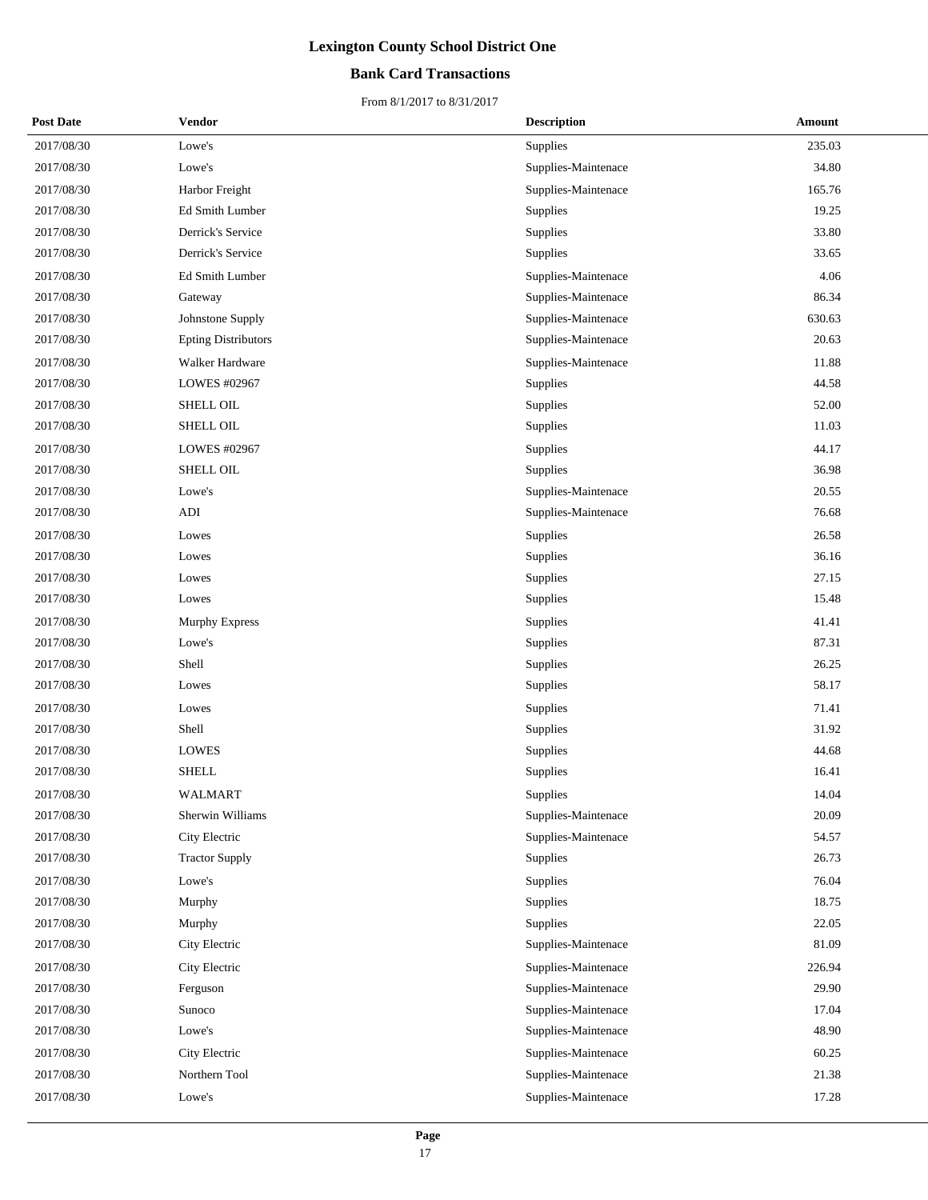# Lexington County School District One

## Bank Card Transactions

From 8/1/2017 to 8/31/2017

| Post Date | Vendor | Description | Amount |
|---|---|---|---|
| 2017/08/30 | Lowe's | Supplies | 235.03 |
| 2017/08/30 | Lowe's | Supplies-Maintenace | 34.80 |
| 2017/08/30 | Harbor Freight | Supplies-Maintenace | 165.76 |
| 2017/08/30 | Ed Smith Lumber | Supplies | 19.25 |
| 2017/08/30 | Derrick's Service | Supplies | 33.80 |
| 2017/08/30 | Derrick's Service | Supplies | 33.65 |
| 2017/08/30 | Ed Smith Lumber | Supplies-Maintenace | 4.06 |
| 2017/08/30 | Gateway | Supplies-Maintenace | 86.34 |
| 2017/08/30 | Johnstone Supply | Supplies-Maintenace | 630.63 |
| 2017/08/30 | Epting Distributors | Supplies-Maintenace | 20.63 |
| 2017/08/30 | Walker Hardware | Supplies-Maintenace | 11.88 |
| 2017/08/30 | LOWES #02967 | Supplies | 44.58 |
| 2017/08/30 | SHELL OIL | Supplies | 52.00 |
| 2017/08/30 | SHELL OIL | Supplies | 11.03 |
| 2017/08/30 | LOWES #02967 | Supplies | 44.17 |
| 2017/08/30 | SHELL OIL | Supplies | 36.98 |
| 2017/08/30 | Lowe's | Supplies-Maintenace | 20.55 |
| 2017/08/30 | ADI | Supplies-Maintenace | 76.68 |
| 2017/08/30 | Lowes | Supplies | 26.58 |
| 2017/08/30 | Lowes | Supplies | 36.16 |
| 2017/08/30 | Lowes | Supplies | 27.15 |
| 2017/08/30 | Lowes | Supplies | 15.48 |
| 2017/08/30 | Murphy Express | Supplies | 41.41 |
| 2017/08/30 | Lowe's | Supplies | 87.31 |
| 2017/08/30 | Shell | Supplies | 26.25 |
| 2017/08/30 | Lowes | Supplies | 58.17 |
| 2017/08/30 | Lowes | Supplies | 71.41 |
| 2017/08/30 | Shell | Supplies | 31.92 |
| 2017/08/30 | LOWES | Supplies | 44.68 |
| 2017/08/30 | SHELL | Supplies | 16.41 |
| 2017/08/30 | WALMART | Supplies | 14.04 |
| 2017/08/30 | Sherwin Williams | Supplies-Maintenace | 20.09 |
| 2017/08/30 | City Electric | Supplies-Maintenace | 54.57 |
| 2017/08/30 | Tractor Supply | Supplies | 26.73 |
| 2017/08/30 | Lowe's | Supplies | 76.04 |
| 2017/08/30 | Murphy | Supplies | 18.75 |
| 2017/08/30 | Murphy | Supplies | 22.05 |
| 2017/08/30 | City Electric | Supplies-Maintenace | 81.09 |
| 2017/08/30 | City Electric | Supplies-Maintenace | 226.94 |
| 2017/08/30 | Ferguson | Supplies-Maintenace | 29.90 |
| 2017/08/30 | Sunoco | Supplies-Maintenace | 17.04 |
| 2017/08/30 | Lowe's | Supplies-Maintenace | 48.90 |
| 2017/08/30 | City Electric | Supplies-Maintenace | 60.25 |
| 2017/08/30 | Northern Tool | Supplies-Maintenace | 21.38 |
| 2017/08/30 | Lowe's | Supplies-Maintenace | 17.28 |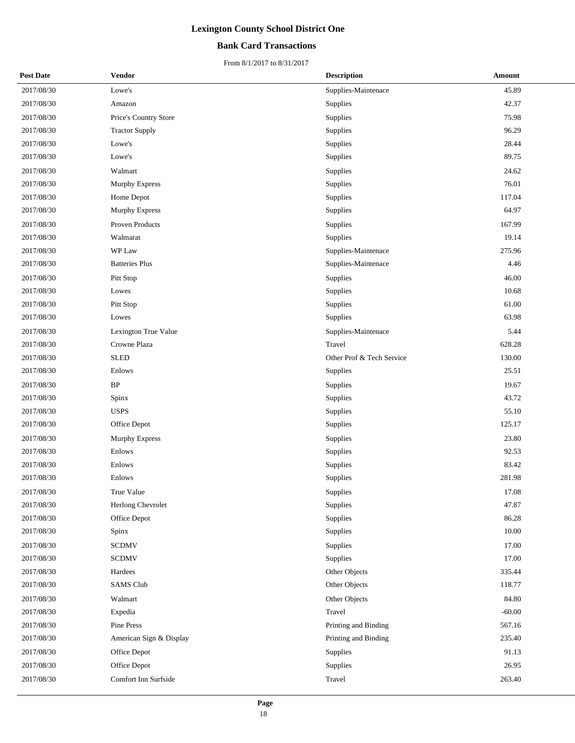# Lexington County School District One

## Bank Card Transactions

From 8/1/2017 to 8/31/2017

| Post Date | Vendor | Description | Amount |
|---|---|---|---|
| 2017/08/30 | Lowe's | Supplies-Maintenace | 45.89 |
| 2017/08/30 | Amazon | Supplies | 42.37 |
| 2017/08/30 | Price's Country Store | Supplies | 75.98 |
| 2017/08/30 | Tractor Supply | Supplies | 96.29 |
| 2017/08/30 | Lowe's | Supplies | 28.44 |
| 2017/08/30 | Lowe's | Supplies | 89.75 |
| 2017/08/30 | Walmart | Supplies | 24.62 |
| 2017/08/30 | Murphy Express | Supplies | 76.01 |
| 2017/08/30 | Home Depot | Supplies | 117.04 |
| 2017/08/30 | Murphy Express | Supplies | 64.97 |
| 2017/08/30 | Proven Products | Supplies | 167.99 |
| 2017/08/30 | Walmarat | Supplies | 19.14 |
| 2017/08/30 | WP Law | Supplies-Maintenace | 275.96 |
| 2017/08/30 | Batteries Plus | Supplies-Maintenace | 4.46 |
| 2017/08/30 | Pitt Stop | Supplies | 46.00 |
| 2017/08/30 | Lowes | Supplies | 10.68 |
| 2017/08/30 | Pitt Stop | Supplies | 61.00 |
| 2017/08/30 | Lowes | Supplies | 63.98 |
| 2017/08/30 | Lexington True Value | Supplies-Maintenace | 5.44 |
| 2017/08/30 | Crowne Plaza | Travel | 628.28 |
| 2017/08/30 | SLED | Other Prof & Tech Service | 130.00 |
| 2017/08/30 | Enlows | Supplies | 25.51 |
| 2017/08/30 | BP | Supplies | 19.67 |
| 2017/08/30 | Spinx | Supplies | 43.72 |
| 2017/08/30 | USPS | Supplies | 55.10 |
| 2017/08/30 | Office Depot | Supplies | 125.17 |
| 2017/08/30 | Murphy Express | Supplies | 23.80 |
| 2017/08/30 | Enlows | Supplies | 92.53 |
| 2017/08/30 | Enlows | Supplies | 83.42 |
| 2017/08/30 | Enlows | Supplies | 281.98 |
| 2017/08/30 | True Value | Supplies | 17.08 |
| 2017/08/30 | Herlong Chevrolet | Supplies | 47.87 |
| 2017/08/30 | Office Depot | Supplies | 86.28 |
| 2017/08/30 | Spinx | Supplies | 10.00 |
| 2017/08/30 | SCDMV | Supplies | 17.00 |
| 2017/08/30 | SCDMV | Supplies | 17.00 |
| 2017/08/30 | Hardees | Other Objects | 335.44 |
| 2017/08/30 | SAMS Club | Other Objects | 118.77 |
| 2017/08/30 | Walmart | Other Objects | 84.80 |
| 2017/08/30 | Expedia | Travel | -60.00 |
| 2017/08/30 | Pine Press | Printing and Binding | 567.16 |
| 2017/08/30 | American Sign & Display | Printing and Binding | 235.40 |
| 2017/08/30 | Office Depot | Supplies | 91.13 |
| 2017/08/30 | Office Depot | Supplies | 26.95 |
| 2017/08/30 | Comfort Inn Surfside | Travel | 263.40 |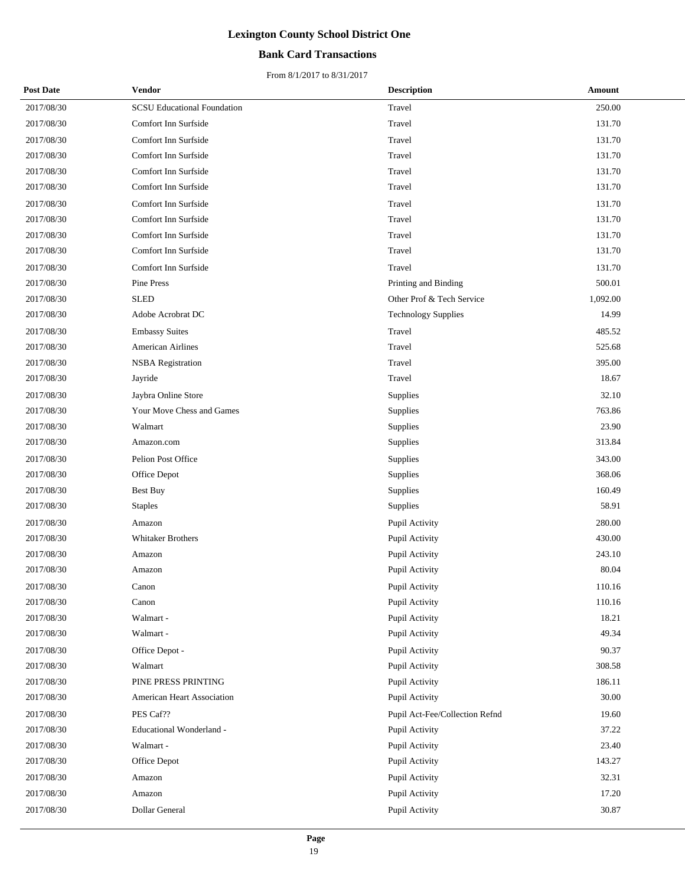# Lexington County School District One

## Bank Card Transactions

From 8/1/2017 to 8/31/2017

| Post Date | Vendor | Description | Amount |
|---|---|---|---|
| 2017/08/30 | SCSU Educational Foundation | Travel | 250.00 |
| 2017/08/30 | Comfort Inn Surfside | Travel | 131.70 |
| 2017/08/30 | Comfort Inn Surfside | Travel | 131.70 |
| 2017/08/30 | Comfort Inn Surfside | Travel | 131.70 |
| 2017/08/30 | Comfort Inn Surfside | Travel | 131.70 |
| 2017/08/30 | Comfort Inn Surfside | Travel | 131.70 |
| 2017/08/30 | Comfort Inn Surfside | Travel | 131.70 |
| 2017/08/30 | Comfort Inn Surfside | Travel | 131.70 |
| 2017/08/30 | Comfort Inn Surfside | Travel | 131.70 |
| 2017/08/30 | Comfort Inn Surfside | Travel | 131.70 |
| 2017/08/30 | Comfort Inn Surfside | Travel | 131.70 |
| 2017/08/30 | Pine Press | Printing and Binding | 500.01 |
| 2017/08/30 | SLED | Other Prof & Tech Service | 1,092.00 |
| 2017/08/30 | Adobe Acrobrat DC | Technology Supplies | 14.99 |
| 2017/08/30 | Embassy Suites | Travel | 485.52 |
| 2017/08/30 | American Airlines | Travel | 525.68 |
| 2017/08/30 | NSBA Registration | Travel | 395.00 |
| 2017/08/30 | Jayride | Travel | 18.67 |
| 2017/08/30 | Jaybra Online Store | Supplies | 32.10 |
| 2017/08/30 | Your Move Chess and Games | Supplies | 763.86 |
| 2017/08/30 | Walmart | Supplies | 23.90 |
| 2017/08/30 | Amazon.com | Supplies | 313.84 |
| 2017/08/30 | Pelion Post Office | Supplies | 343.00 |
| 2017/08/30 | Office Depot | Supplies | 368.06 |
| 2017/08/30 | Best Buy | Supplies | 160.49 |
| 2017/08/30 | Staples | Supplies | 58.91 |
| 2017/08/30 | Amazon | Pupil Activity | 280.00 |
| 2017/08/30 | Whitaker Brothers | Pupil Activity | 430.00 |
| 2017/08/30 | Amazon | Pupil Activity | 243.10 |
| 2017/08/30 | Amazon | Pupil Activity | 80.04 |
| 2017/08/30 | Canon | Pupil Activity | 110.16 |
| 2017/08/30 | Canon | Pupil Activity | 110.16 |
| 2017/08/30 | Walmart - | Pupil Activity | 18.21 |
| 2017/08/30 | Walmart - | Pupil Activity | 49.34 |
| 2017/08/30 | Office Depot - | Pupil Activity | 90.37 |
| 2017/08/30 | Walmart | Pupil Activity | 308.58 |
| 2017/08/30 | PINE PRESS PRINTING | Pupil Activity | 186.11 |
| 2017/08/30 | American Heart Association | Pupil Activity | 30.00 |
| 2017/08/30 | PES Caf?? | Pupil Act-Fee/Collection Refnd | 19.60 |
| 2017/08/30 | Educational Wonderland - | Pupil Activity | 37.22 |
| 2017/08/30 | Walmart - | Pupil Activity | 23.40 |
| 2017/08/30 | Office Depot | Pupil Activity | 143.27 |
| 2017/08/30 | Amazon | Pupil Activity | 32.31 |
| 2017/08/30 | Amazon | Pupil Activity | 17.20 |
| 2017/08/30 | Dollar General | Pupil Activity | 30.87 |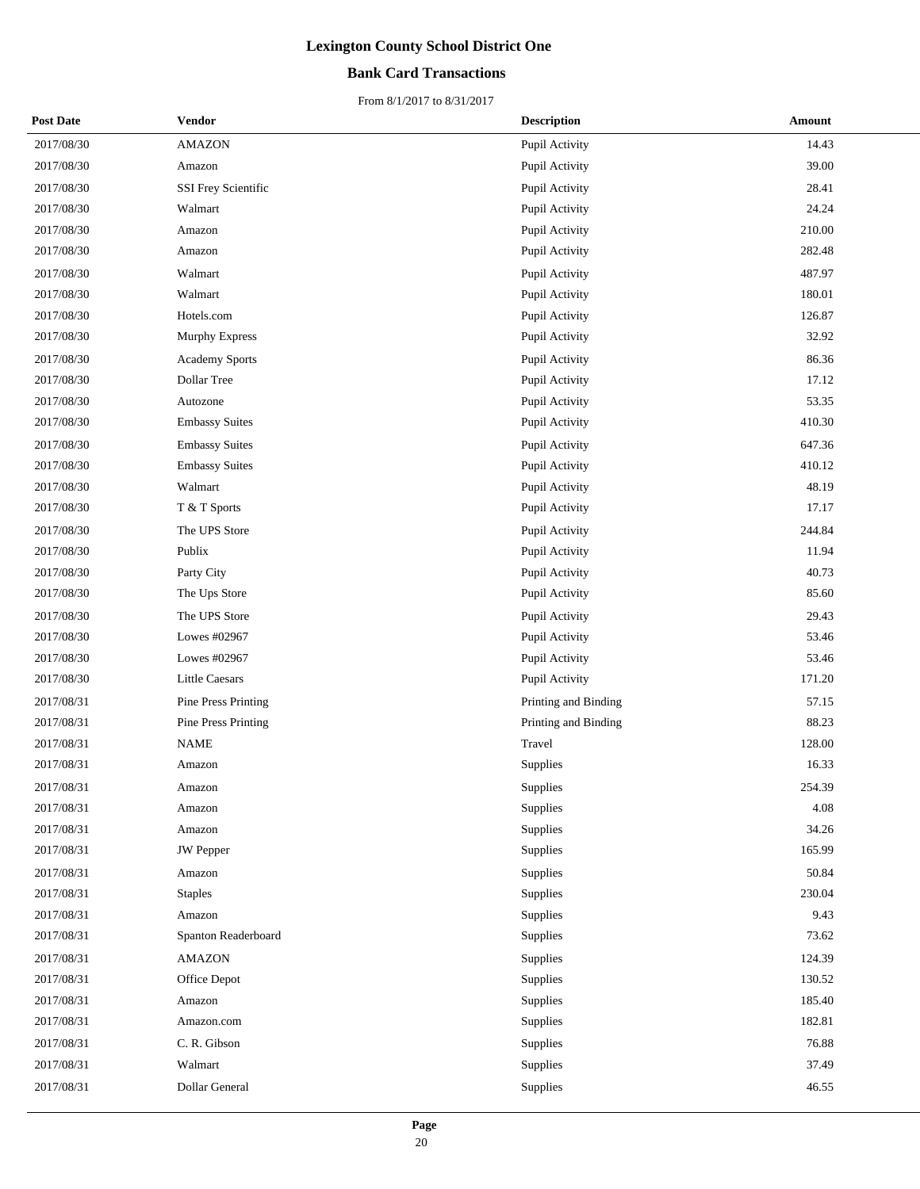| Post Date | Vendor | Description | Amount |
|---|---|---|---|
| 2017/08/30 | AMAZON | Pupil Activity | 14.43 |
| 2017/08/30 | Amazon | Pupil Activity | 39.00 |
| 2017/08/30 | SSI Frey Scientific | Pupil Activity | 28.41 |
| 2017/08/30 | Walmart | Pupil Activity | 24.24 |
| 2017/08/30 | Amazon | Pupil Activity | 210.00 |
| 2017/08/30 | Amazon | Pupil Activity | 282.48 |
| 2017/08/30 | Walmart | Pupil Activity | 487.97 |
| 2017/08/30 | Walmart | Pupil Activity | 180.01 |
| 2017/08/30 | Hotels.com | Pupil Activity | 126.87 |
| 2017/08/30 | Murphy Express | Pupil Activity | 32.92 |
| 2017/08/30 | Academy Sports | Pupil Activity | 86.36 |
| 2017/08/30 | Dollar Tree | Pupil Activity | 17.12 |
| 2017/08/30 | Autozone | Pupil Activity | 53.35 |
| 2017/08/30 | Embassy Suites | Pupil Activity | 410.30 |
| 2017/08/30 | Embassy Suites | Pupil Activity | 647.36 |
| 2017/08/30 | Embassy Suites | Pupil Activity | 410.12 |
| 2017/08/30 | Walmart | Pupil Activity | 48.19 |
| 2017/08/30 | T & T Sports | Pupil Activity | 17.17 |
| 2017/08/30 | The UPS Store | Pupil Activity | 244.84 |
| 2017/08/30 | Publix | Pupil Activity | 11.94 |
| 2017/08/30 | Party City | Pupil Activity | 40.73 |
| 2017/08/30 | The Ups Store | Pupil Activity | 85.60 |
| 2017/08/30 | The UPS Store | Pupil Activity | 29.43 |
| 2017/08/30 | Lowes #02967 | Pupil Activity | 53.46 |
| 2017/08/30 | Lowes #02967 | Pupil Activity | 53.46 |
| 2017/08/30 | Little Caesars | Pupil Activity | 171.20 |
| 2017/08/31 | Pine Press Printing | Printing and Binding | 57.15 |
| 2017/08/31 | Pine Press Printing | Printing and Binding | 88.23 |
| 2017/08/31 | NAME | Travel | 128.00 |
| 2017/08/31 | Amazon | Supplies | 16.33 |
| 2017/08/31 | Amazon | Supplies | 254.39 |
| 2017/08/31 | Amazon | Supplies | 4.08 |
| 2017/08/31 | Amazon | Supplies | 34.26 |
| 2017/08/31 | JW Pepper | Supplies | 165.99 |
| 2017/08/31 | Amazon | Supplies | 50.84 |
| 2017/08/31 | Staples | Supplies | 230.04 |
| 2017/08/31 | Amazon | Supplies | 9.43 |
| 2017/08/31 | Spanton Readerboard | Supplies | 73.62 |
| 2017/08/31 | AMAZON | Supplies | 124.39 |
| 2017/08/31 | Office Depot | Supplies | 130.52 |
| 2017/08/31 | Amazon | Supplies | 185.40 |
| 2017/08/31 | Amazon.com | Supplies | 182.81 |
| 2017/08/31 | C. R. Gibson | Supplies | 76.88 |
| 2017/08/31 | Walmart | Supplies | 37.49 |
| 2017/08/31 | Dollar General | Supplies | 46.55 |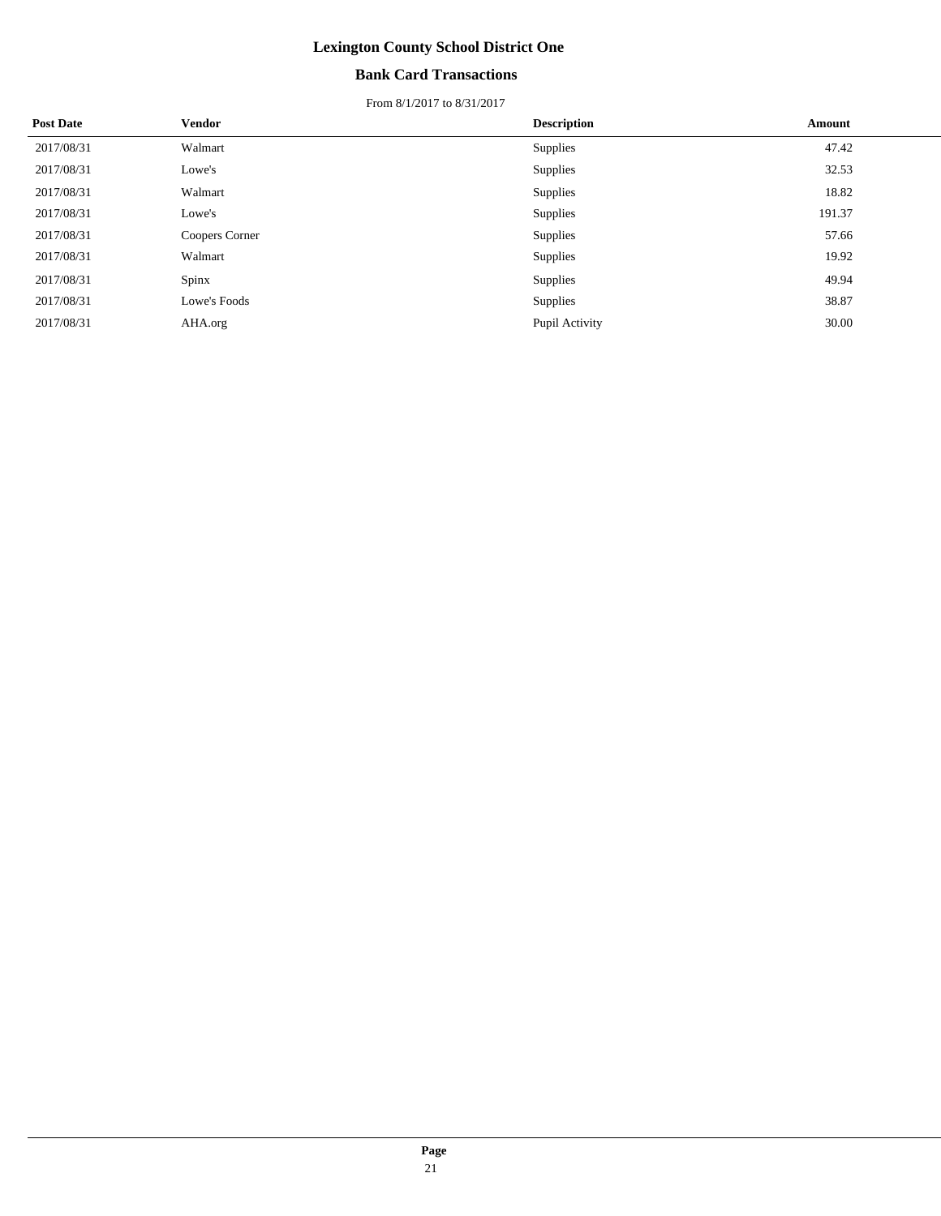# Lexington County School District One

## Bank Card Transactions

From 8/1/2017 to 8/31/2017

| Post Date | Vendor | Description | Amount |
|---|---|---|---|
| 2017/08/31 | Walmart | Supplies | 47.42 |
| 2017/08/31 | Lowe's | Supplies | 32.53 |
| 2017/08/31 | Walmart | Supplies | 18.82 |
| 2017/08/31 | Lowe's | Supplies | 191.37 |
| 2017/08/31 | Coopers Corner | Supplies | 57.66 |
| 2017/08/31 | Walmart | Supplies | 19.92 |
| 2017/08/31 | Spinx | Supplies | 49.94 |
| 2017/08/31 | Lowe's Foods | Supplies | 38.87 |
| 2017/08/31 | AHA.org | Pupil Activity | 30.00 |